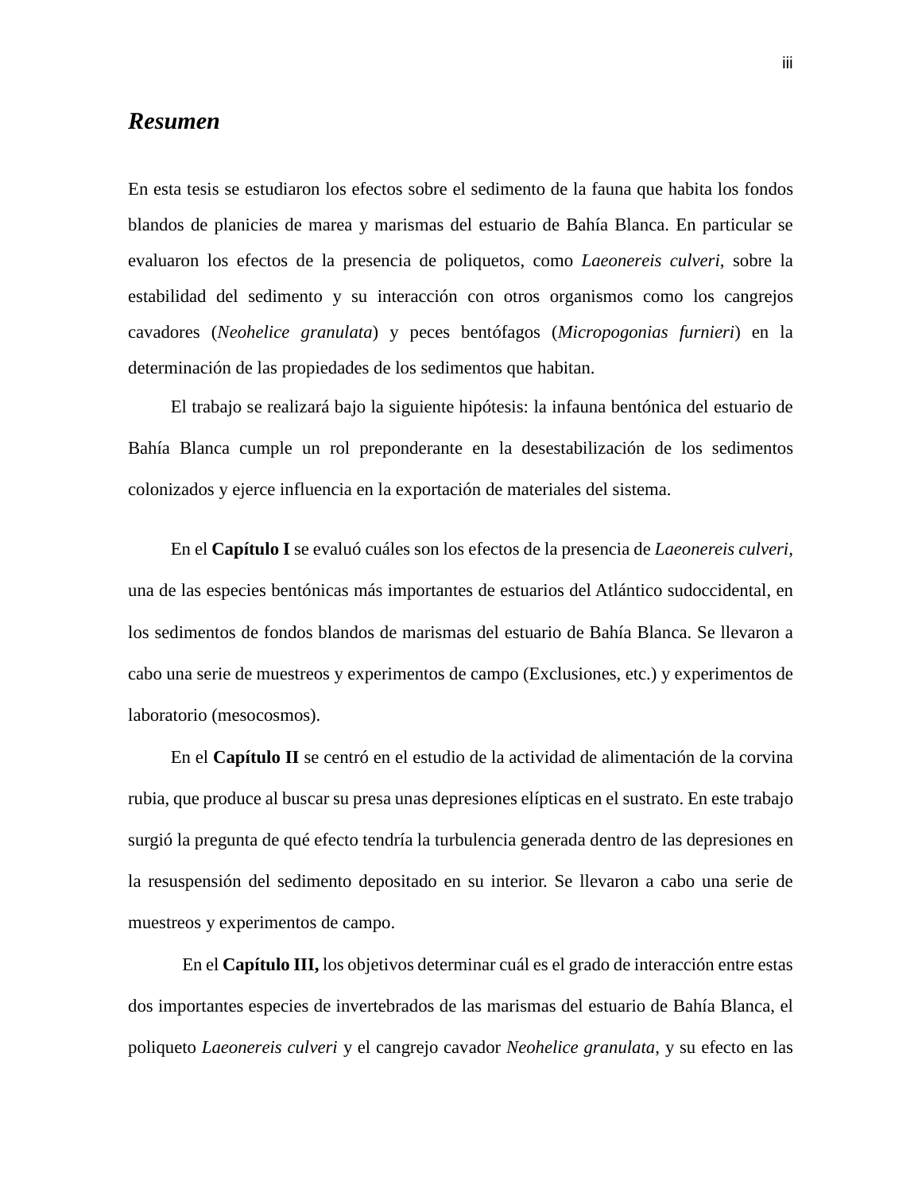## *Resumen*

En esta tesis se estudiaron los efectos sobre el sedimento de la fauna que habita los fondos blandos de planicies de marea y marismas del estuario de Bahía Blanca. En particular se evaluaron los efectos de la presencia de poliquetos, como *Laeonereis culveri*, sobre la estabilidad del sedimento y su interacción con otros organismos como los cangrejos cavadores (*Neohelice granulata*) y peces bentófagos (*Micropogonias furnieri*) en la determinación de las propiedades de los sedimentos que habitan.

El trabajo se realizará bajo la siguiente hipótesis: la infauna bentónica del estuario de Bahía Blanca cumple un rol preponderante en la desestabilización de los sedimentos colonizados y ejerce influencia en la exportación de materiales del sistema.

En el **Capítulo I** se evaluó cuáles son los efectos de la presencia de *Laeonereis culveri*, una de las especies bentónicas más importantes de estuarios del Atlántico sudoccidental, en los sedimentos de fondos blandos de marismas del estuario de Bahía Blanca. Se llevaron a cabo una serie de muestreos y experimentos de campo (Exclusiones, etc.) y experimentos de laboratorio (mesocosmos).

En el **Capítulo II** se centró en el estudio de la actividad de alimentación de la corvina rubia, que produce al buscar su presa unas depresiones elípticas en el sustrato. En este trabajo surgió la pregunta de qué efecto tendría la turbulencia generada dentro de las depresiones en la resuspensión del sedimento depositado en su interior. Se llevaron a cabo una serie de muestreos y experimentos de campo.

En el **Capítulo III,** los objetivos determinar cuál es el grado de interacción entre estas dos importantes especies de invertebrados de las marismas del estuario de Bahía Blanca, el poliqueto *Laeonereis culveri* y el cangrejo cavador *Neohelice granulata*, y su efecto en las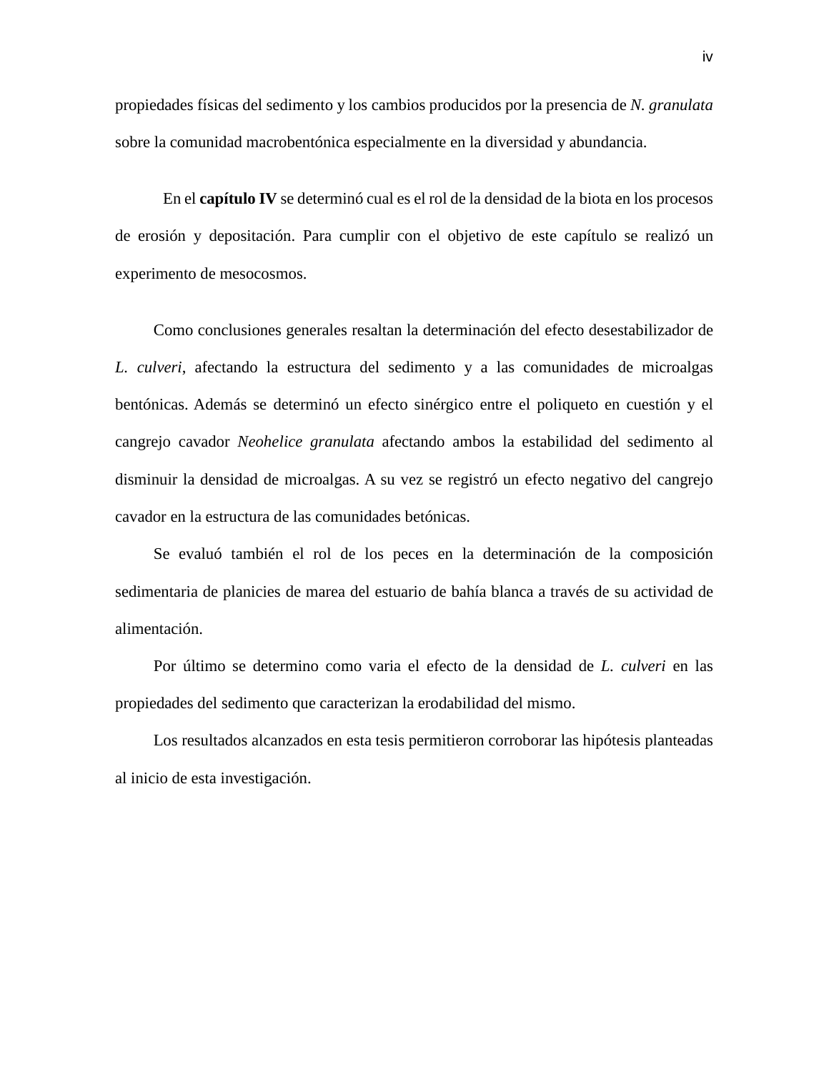propiedades físicas del sedimento y los cambios producidos por la presencia de *N. granulata* sobre la comunidad macrobentónica especialmente en la diversidad y abundancia.

En el **capítulo IV** se determinó cual es el rol de la densidad de la biota en los procesos de erosión y depositación. Para cumplir con el objetivo de este capítulo se realizó un experimento de mesocosmos.

Como conclusiones generales resaltan la determinación del efecto desestabilizador de *L. culveri*, afectando la estructura del sedimento y a las comunidades de microalgas bentónicas. Además se determinó un efecto sinérgico entre el poliqueto en cuestión y el cangrejo cavador *Neohelice granulata* afectando ambos la estabilidad del sedimento al disminuir la densidad de microalgas. A su vez se registró un efecto negativo del cangrejo cavador en la estructura de las comunidades betónicas.

Se evaluó también el rol de los peces en la determinación de la composición sedimentaria de planicies de marea del estuario de bahía blanca a través de su actividad de alimentación.

Por último se determino como varia el efecto de la densidad de *L. culveri* en las propiedades del sedimento que caracterizan la erodabilidad del mismo.

Los resultados alcanzados en esta tesis permitieron corroborar las hipótesis planteadas al inicio de esta investigación.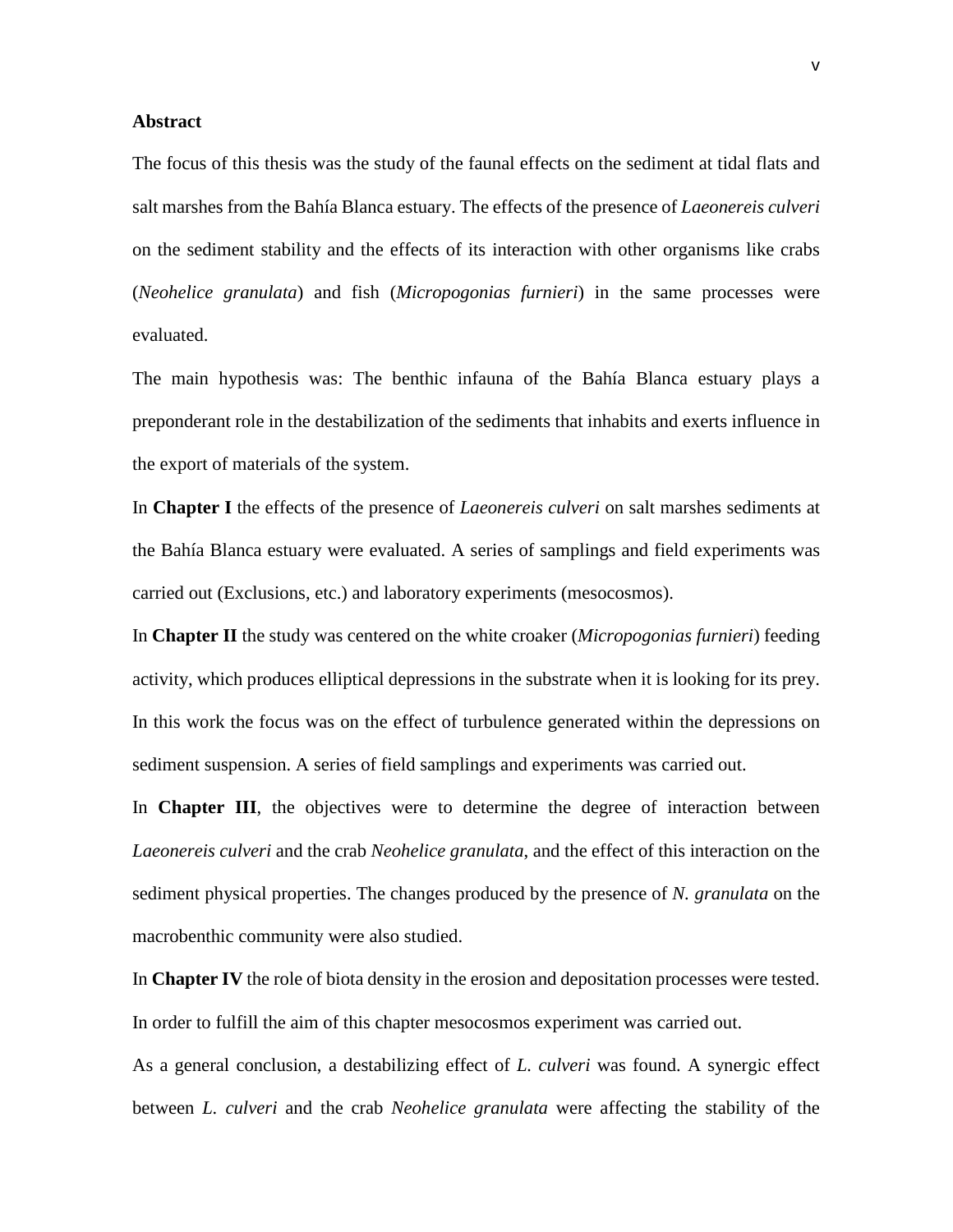**Abstract**

The focus of this thesis was the study of the faunal effects on the sediment at tidal flats and salt marshes from the Bahía Blanca estuary. The effects of the presence of *Laeonereis culveri* on the sediment stability and the effects of its interaction with other organisms like crabs (*Neohelice granulata*) and fish (*Micropogonias furnieri*) in the same processes were evaluated.

The main hypothesis was: The benthic infauna of the Bahía Blanca estuary plays a preponderant role in the destabilization of the sediments that inhabits and exerts influence in the export of materials of the system.

In **Chapter I** the effects of the presence of *Laeonereis culveri* on salt marshes sediments at the Bahía Blanca estuary were evaluated. A series of samplings and field experiments was carried out (Exclusions, etc.) and laboratory experiments (mesocosmos).

In **Chapter II** the study was centered on the white croaker (*Micropogonias furnieri*) feeding activity, which produces elliptical depressions in the substrate when it is looking for its prey. In this work the focus was on the effect of turbulence generated within the depressions on sediment suspension. A series of field samplings and experiments was carried out.

In **Chapter III**, the objectives were to determine the degree of interaction between *Laeonereis culveri* and the crab *Neohelice granulata*, and the effect of this interaction on the sediment physical properties. The changes produced by the presence of *N. granulata* on the macrobenthic community were also studied.

In **Chapter IV** the role of biota density in the erosion and depositation processes were tested. In order to fulfill the aim of this chapter mesocosmos experiment was carried out.

As a general conclusion, a destabilizing effect of *L. culveri* was found. A synergic effect between *L. culveri* and the crab *Neohelice granulata* were affecting the stability of the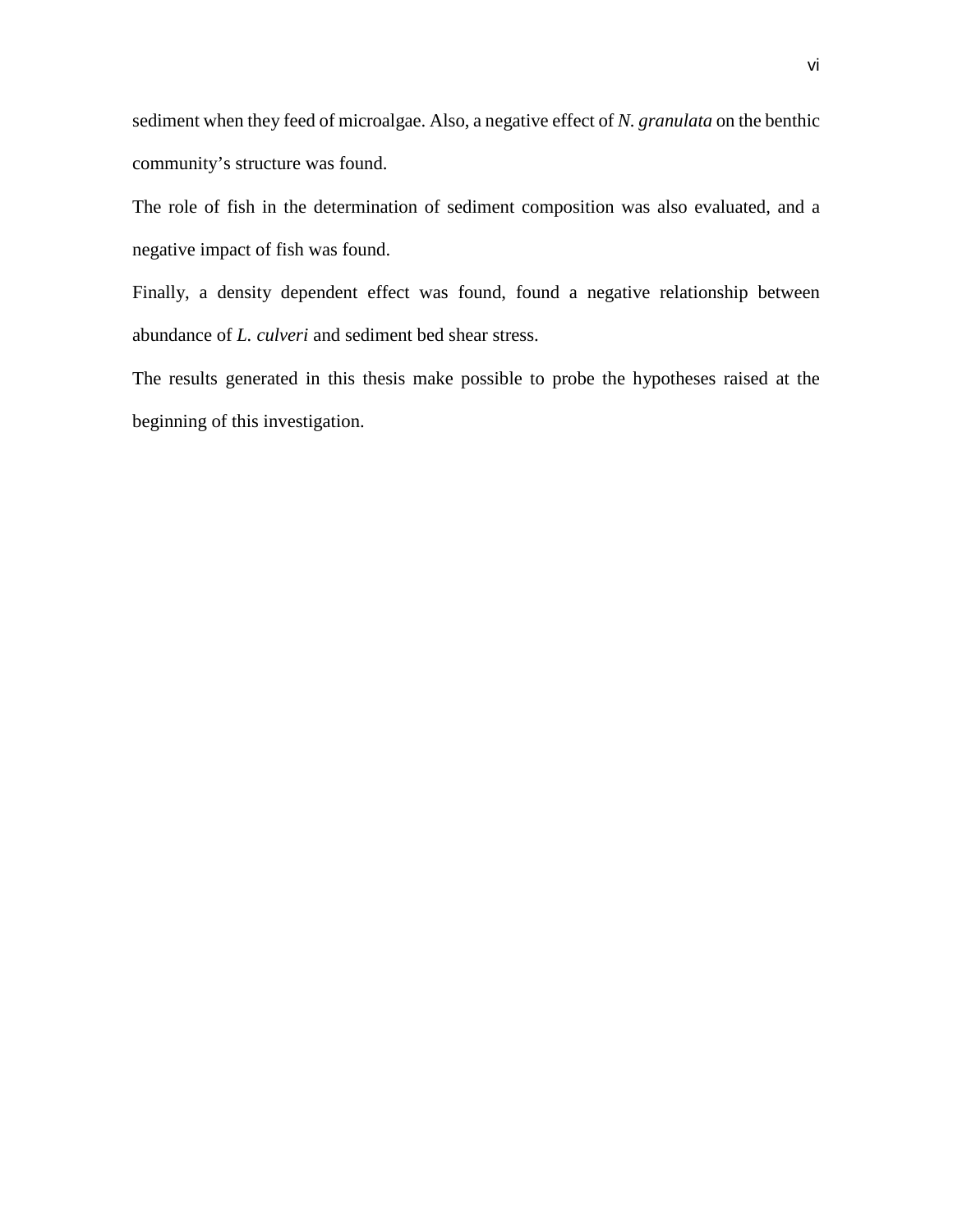sediment when they feed of microalgae. Also, a negative effect of *N. granulata* on the benthic community's structure was found.

The role of fish in the determination of sediment composition was also evaluated, and a negative impact of fish was found.

Finally, a density dependent effect was found, found a negative relationship between abundance of *L. culveri* and sediment bed shear stress.

The results generated in this thesis make possible to probe the hypotheses raised at the beginning of this investigation.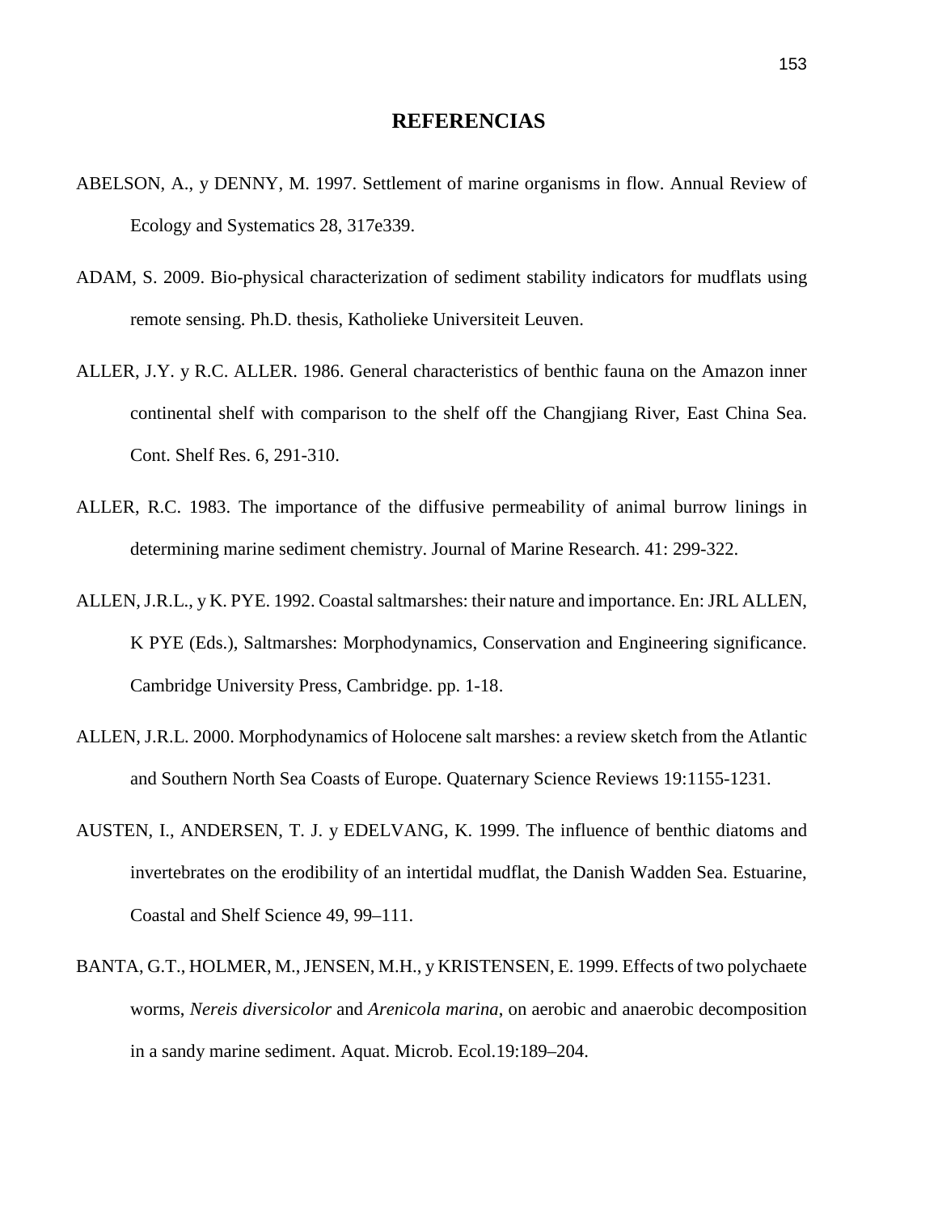# REFERENCIAS

ABELSON, A., y DENNY, M. 1997. Settlement of marine organisms in flow. Annual Review of Ecology and Systematics 28, 317e339.

ADAM, S. 2009. Bio-physical characterization of sediment stability indicators for mudflats using remote sensing. Ph.D. thesis, Katholieke Universiteit Leuven.

ALLER, J.Y. y R.C. ALLER. 1986. General characteristics of benthic fauna on the Amazon inner continental shelf with comparison to the shelf off the Changjiang River, East China Sea. Cont. Shelf Res. 6, 291-310.

ALLER, R.C. 1983. The importance of the diffusive permeability of animal burrow linings in determining marine sediment chemistry. Journal of Marine Research. 41: 299-322.

ALLEN, J.R.L., y K. PYE. 1992. Coastal saltmarshes: their nature and importance. En: JRL ALLEN, K PYE (Eds.), Saltmarshes: Morphodynamics, Conservation and Engineering significance. Cambridge University Press, Cambridge. pp. 1-18.

ALLEN, J.R.L. 2000. Morphodynamics of Holocene salt marshes: a review sketch from the Atlantic and Southern North Sea Coasts of Europe. Quaternary Science Reviews 19:1155-1231.

AUSTEN, I., ANDERSEN, T. J. y EDELVANG, K. 1999. The influence of benthic diatoms and invertebrates on the erodibility of an intertidal mudflat, the Danish Wadden Sea. Estuarine, Coastal and Shelf Science 49, 99–111.

BANTA, G.T., HOLMER, M., JENSEN, M.H., y KRISTENSEN, E. 1999. Effects of two polychaete worms, *Nereis diversicolor* and *Arenicola marina*, on aerobic and anaerobic decomposition in a sandy marine sediment. Aquat. Microb. Ecol.19:189–204.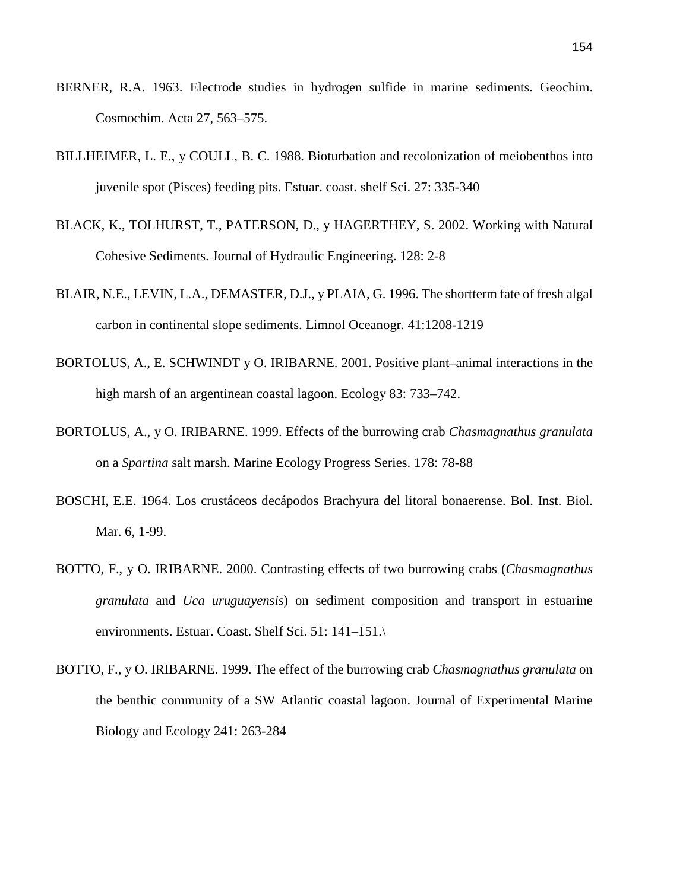BERNER, R.A. 1963. Electrode studies in hydrogen sulfide in marine sediments. Geochim. Cosmochim. Acta 27, 563–575.

BILLHEIMER, L. E., y COULL, B. C. 1988. Bioturbation and recolonization of meiobenthos into juvenile spot (Pisces) feeding pits. Estuar. coast. shelf Sci. 27: 335-340

BLACK, K., TOLHURST, T., PATERSON, D., y HAGERTHEY, S. 2002. Working with Natural Cohesive Sediments. Journal of Hydraulic Engineering. 128: 2-8

BLAIR, N.E., LEVIN, L.A., DEMASTER, D.J., y PLAIA, G. 1996. The shortterm fate of fresh algal carbon in continental slope sediments. Limnol Oceanogr. 41:1208-1219

BORTOLUS, A., E. SCHWINDT y O. IRIBARNE. 2001. Positive plant–animal interactions in the high marsh of an argentinean coastal lagoon. Ecology 83: 733–742.

BORTOLUS, A., y O. IRIBARNE. 1999. Effects of the burrowing crab *Chasmagnathus granulata* on a *Spartina* salt marsh. Marine Ecology Progress Series. 178: 78-88

BOSCHI, E.E. 1964. Los crustáceos decápodos Brachyura del litoral bonaerense. Bol. Inst. Biol. Mar. 6, 1-99.

BOTTO, F., y O. IRIBARNE. 2000. Contrasting effects of two burrowing crabs (*Chasmagnathus granulata* and *Uca uruguayensis*) on sediment composition and transport in estuarine environments. Estuar. Coast. Shelf Sci. 51: 141–151.\

BOTTO, F., y O. IRIBARNE. 1999. The effect of the burrowing crab *Chasmagnathus granulata* on the benthic community of a SW Atlantic coastal lagoon. Journal of Experimental Marine Biology and Ecology 241: 263-284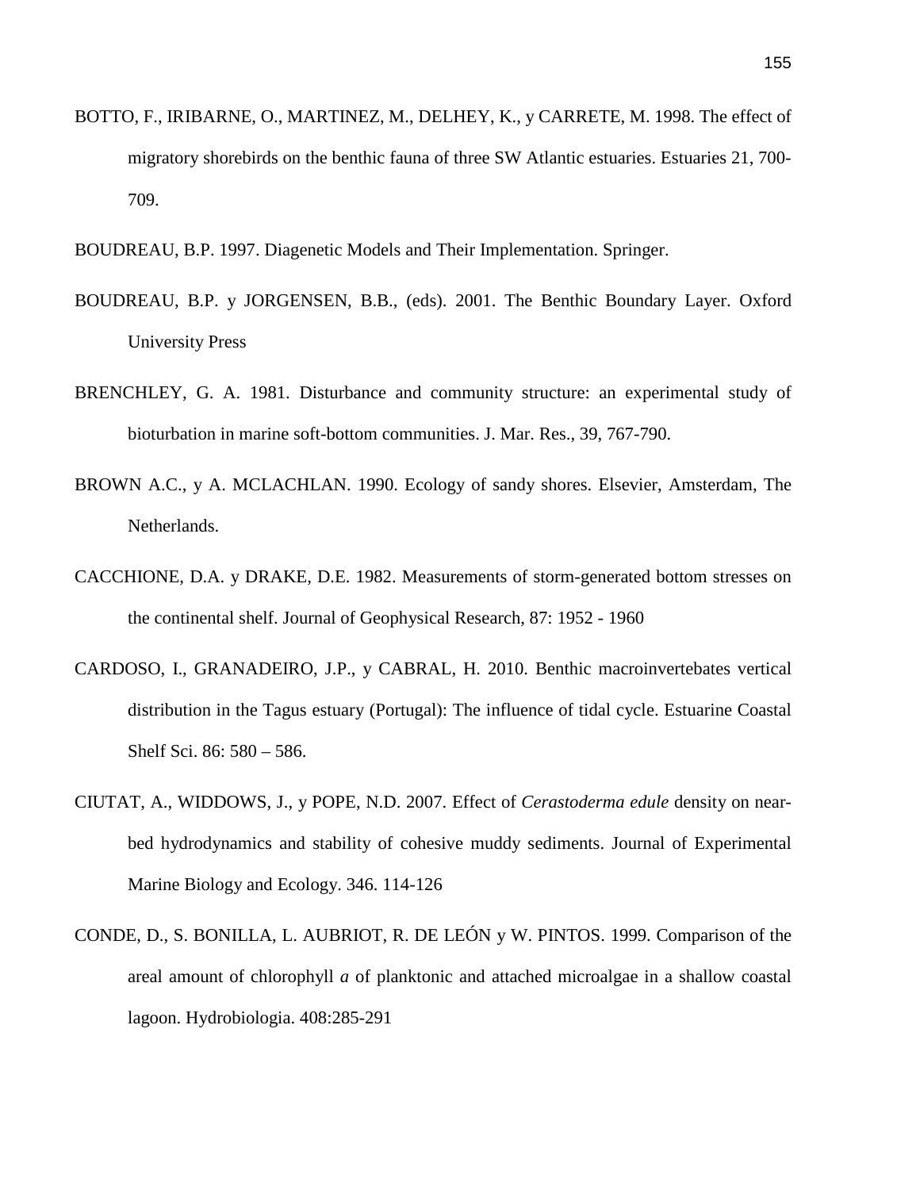BOTTO, F., IRIBARNE, O., MARTINEZ, M., DELHEY, K., y CARRETE, M. 1998. The effect of migratory shorebirds on the benthic fauna of three SW Atlantic estuaries. Estuaries 21, 700-709.

BOUDREAU, B.P. 1997. Diagenetic Models and Their Implementation. Springer.

BOUDREAU, B.P. y JORGENSEN, B.B., (eds). 2001. The Benthic Boundary Layer. Oxford University Press

BRENCHLEY, G. A. 1981. Disturbance and community structure: an experimental study of bioturbation in marine soft-bottom communities. J. Mar. Res., 39, 767-790.

BROWN A.C., y A. MCLACHLAN. 1990. Ecology of sandy shores. Elsevier, Amsterdam, The Netherlands.

CACCHIONE, D.A. y DRAKE, D.E. 1982. Measurements of storm-generated bottom stresses on the continental shelf. Journal of Geophysical Research, 87: 1952 - 1960

CARDOSO, I., GRANADEIRO, J.P., y CABRAL, H. 2010. Benthic macroinvertebates vertical distribution in the Tagus estuary (Portugal): The influence of tidal cycle. Estuarine Coastal Shelf Sci. 86: 580 – 586.

CIUTAT, A., WIDDOWS, J., y POPE, N.D. 2007. Effect of *Cerastoderma edule* density on near-bed hydrodynamics and stability of cohesive muddy sediments. Journal of Experimental Marine Biology and Ecology. 346. 114-126

CONDE, D., S. BONILLA, L. AUBRIOT, R. DE LEÓN y W. PINTOS. 1999. Comparison of the areal amount of chlorophyll *a* of planktonic and attached microalgae in a shallow coastal lagoon. Hydrobiologia. 408:285-291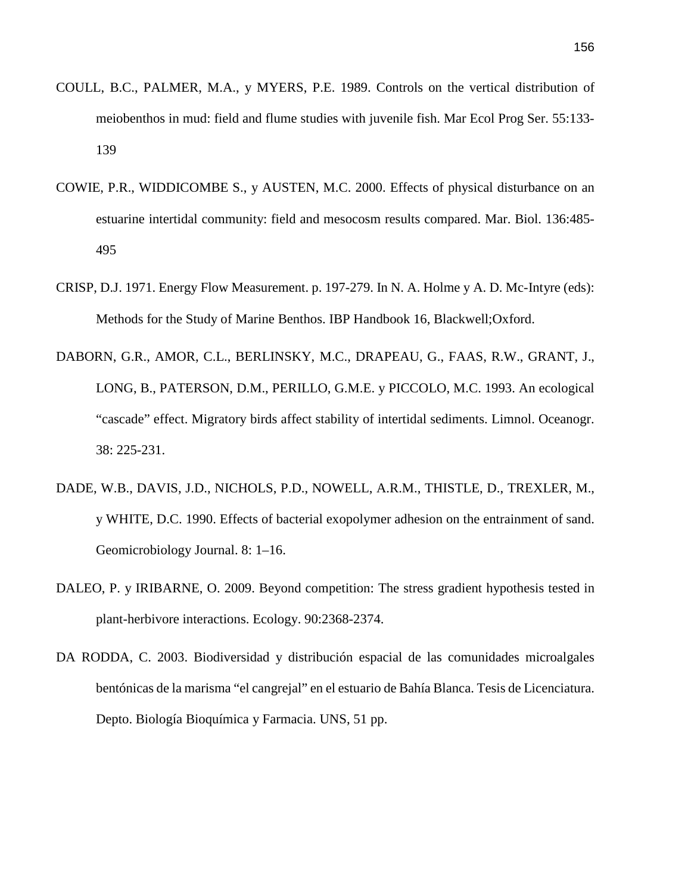COULL, B.C., PALMER, M.A., y MYERS, P.E. 1989. Controls on the vertical distribution of meiobenthos in mud: field and flume studies with juvenile fish. Mar Ecol Prog Ser. 55:133-139

COWIE, P.R., WIDDICOMBE S., y AUSTEN, M.C. 2000. Effects of physical disturbance on an estuarine intertidal community: field and mesocosm results compared. Mar. Biol. 136:485-495

CRISP, D.J. 1971. Energy Flow Measurement. p. 197-279. In N. A. Holme y A. D. Mc-Intyre (eds): Methods for the Study of Marine Benthos. IBP Handbook 16, Blackwell;Oxford.

DABORN, G.R., AMOR, C.L., BERLINSKY, M.C., DRAPEAU, G., FAAS, R.W., GRANT, J., LONG, B., PATERSON, D.M., PERILLO, G.M.E. y PICCOLO, M.C. 1993. An ecological "cascade" effect. Migratory birds affect stability of intertidal sediments. Limnol. Oceanogr. 38: 225-231.

DADE, W.B., DAVIS, J.D., NICHOLS, P.D., NOWELL, A.R.M., THISTLE, D., TREXLER, M., y WHITE, D.C. 1990. Effects of bacterial exopolymer adhesion on the entrainment of sand. Geomicrobiology Journal. 8: 1–16.

DALEO, P. y IRIBARNE, O. 2009. Beyond competition: The stress gradient hypothesis tested in plant-herbivore interactions. Ecology. 90:2368-2374.

DA RODDA, C. 2003. Biodiversidad y distribución espacial de las comunidades microalgales bentónicas de la marisma "el cangrejal" en el estuario de Bahía Blanca. Tesis de Licenciatura. Depto. Biología Bioquímica y Farmacia. UNS, 51 pp.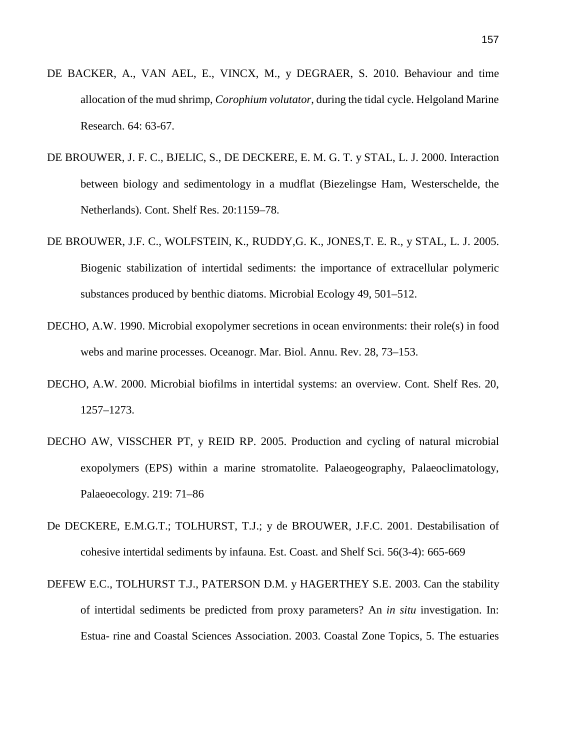DE BACKER, A., VAN AEL, E., VINCX, M., y DEGRAER, S. 2010. Behaviour and time allocation of the mud shrimp, *Corophium volutator*, during the tidal cycle. Helgoland Marine Research. 64: 63-67.

DE BROUWER, J. F. C., BJELIC, S., DE DECKERE, E. M. G. T. y STAL, L. J. 2000. Interaction between biology and sedimentology in a mudflat (Biezelingse Ham, Westerschelde, the Netherlands). Cont. Shelf Res. 20:1159–78.

DE BROUWER, J.F. C., WOLFSTEIN, K., RUDDY,G. K., JONES,T. E. R., y STAL, L. J. 2005. Biogenic stabilization of intertidal sediments: the importance of extracellular polymeric substances produced by benthic diatoms. Microbial Ecology 49, 501–512.

DECHO, A.W. 1990. Microbial exopolymer secretions in ocean environments: their role(s) in food webs and marine processes. Oceanogr. Mar. Biol. Annu. Rev. 28, 73–153.

DECHO, A.W. 2000. Microbial biofilms in intertidal systems: an overview. Cont. Shelf Res. 20, 1257–1273.

DECHO AW, VISSCHER PT, y REID RP. 2005. Production and cycling of natural microbial exopolymers (EPS) within a marine stromatolite. Palaeogeography, Palaeoclimatology, Palaeoecology. 219: 71–86

De DECKERE, E.M.G.T.; TOLHURST, T.J.; y de BROUWER, J.F.C. 2001. Destabilisation of cohesive intertidal sediments by infauna. Est. Coast. and Shelf Sci. 56(3-4): 665-669

DEFEW E.C., TOLHURST T.J., PATERSON D.M. y HAGERTHEY S.E. 2003. Can the stability of intertidal sediments be predicted from proxy parameters? An *in situ* investigation. In: Estua- rine and Coastal Sciences Association. 2003. Coastal Zone Topics, 5. The estuaries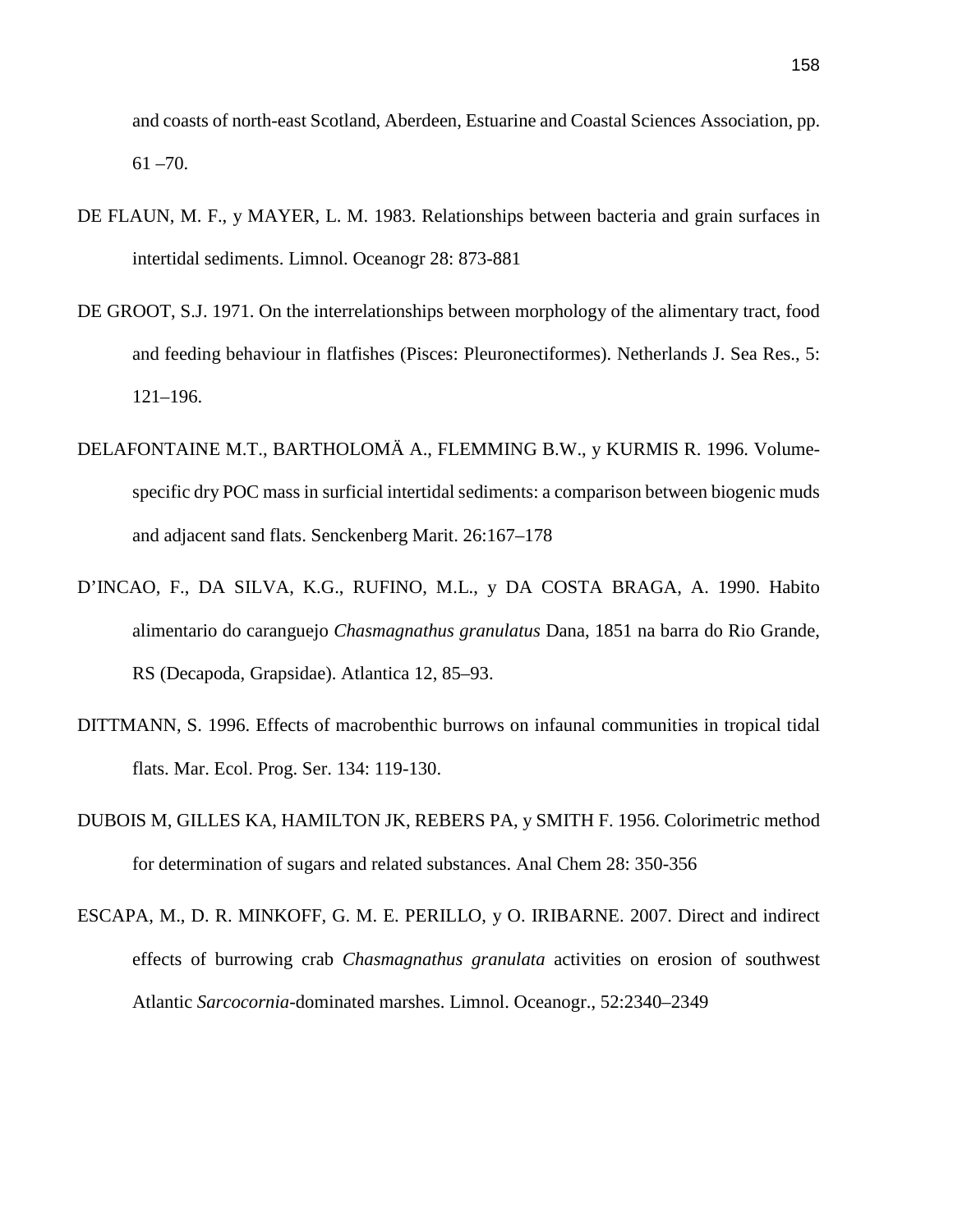and coasts of north-east Scotland, Aberdeen, Estuarine and Coastal Sciences Association, pp. 61 –70.

DE FLAUN, M. F., y MAYER, L. M. 1983. Relationships between bacteria and grain surfaces in intertidal sediments. Limnol. Oceanogr 28: 873-881

DE GROOT, S.J. 1971. On the interrelationships between morphology of the alimentary tract, food and feeding behaviour in flatfishes (Pisces: Pleuronectiformes). Netherlands J. Sea Res., 5: 121–196.

DELAFONTAINE M.T., BARTHOLOMÄ A., FLEMMING B.W., y KURMIS R. 1996. Volume-specific dry POC mass in surficial intertidal sediments: a comparison between biogenic muds and adjacent sand flats. Senckenberg Marit. 26:167–178

D'INCAO, F., DA SILVA, K.G., RUFINO, M.L., y DA COSTA BRAGA, A. 1990. Habito alimentario do caranguejo *Chasmagnathus granulatus* Dana, 1851 na barra do Rio Grande, RS (Decapoda, Grapsidae). Atlantica 12, 85–93.

DITTMANN, S. 1996. Effects of macrobenthic burrows on infaunal communities in tropical tidal flats. Mar. Ecol. Prog. Ser. 134: 119-130.

DUBOIS M, GILLES KA, HAMILTON JK, REBERS PA, y SMITH F. 1956. Colorimetric method for determination of sugars and related substances. Anal Chem 28: 350-356

ESCAPA, M., D. R. MINKOFF, G. M. E. PERILLO, y O. IRIBARNE. 2007. Direct and indirect effects of burrowing crab *Chasmagnathus granulata* activities on erosion of southwest Atlantic *Sarcocornia*-dominated marshes. Limnol. Oceanogr., 52:2340–2349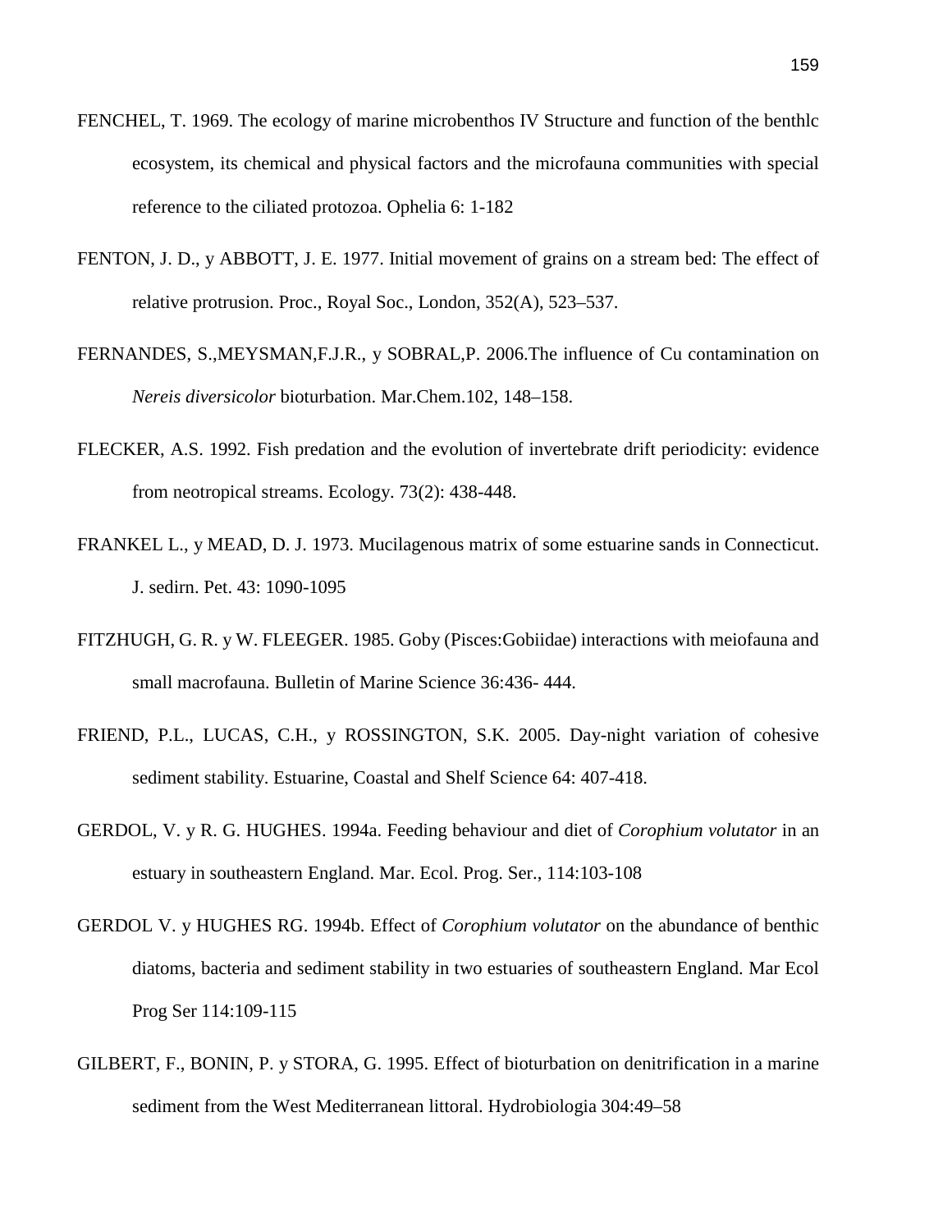FENCHEL, T. 1969. The ecology of marine microbenthos IV Structure and function of the benthlc ecosystem, its chemical and physical factors and the microfauna communities with special reference to the ciliated protozoa. Ophelia 6: 1-182

FENTON, J. D., y ABBOTT, J. E. 1977. Initial movement of grains on a stream bed: The effect of relative protrusion. Proc., Royal Soc., London, 352(A), 523–537.

FERNANDES, S.,MEYSMAN,F.J.R., y SOBRAL,P. 2006.The influence of Cu contamination on *Nereis diversicolor* bioturbation. Mar.Chem.102, 148–158.

FLECKER, A.S. 1992. Fish predation and the evolution of invertebrate drift periodicity: evidence from neotropical streams. Ecology. 73(2): 438-448.

FRANKEL L., y MEAD, D. J. 1973. Mucilagenous matrix of some estuarine sands in Connecticut. J. sedirn. Pet. 43: 1090-1095

FITZHUGH, G. R. y W. FLEEGER. 1985. Goby (Pisces:Gobiidae) interactions with meiofauna and small macrofauna. Bulletin of Marine Science 36:436- 444.

FRIEND, P.L., LUCAS, C.H., y ROSSINGTON, S.K. 2005. Day-night variation of cohesive sediment stability. Estuarine, Coastal and Shelf Science 64: 407-418.

GERDOL, V. y R. G. HUGHES. 1994a. Feeding behaviour and diet of *Corophium volutator* in an estuary in southeastern England. Mar. Ecol. Prog. Ser., 114:103-108

GERDOL V. y HUGHES RG. 1994b. Effect of *Corophium volutator* on the abundance of benthic diatoms, bacteria and sediment stability in two estuaries of southeastern England. Mar Ecol Prog Ser 114:109-115

GILBERT, F., BONIN, P. y STORA, G. 1995. Effect of bioturbation on denitrification in a marine sediment from the West Mediterranean littoral. Hydrobiologia 304:49–58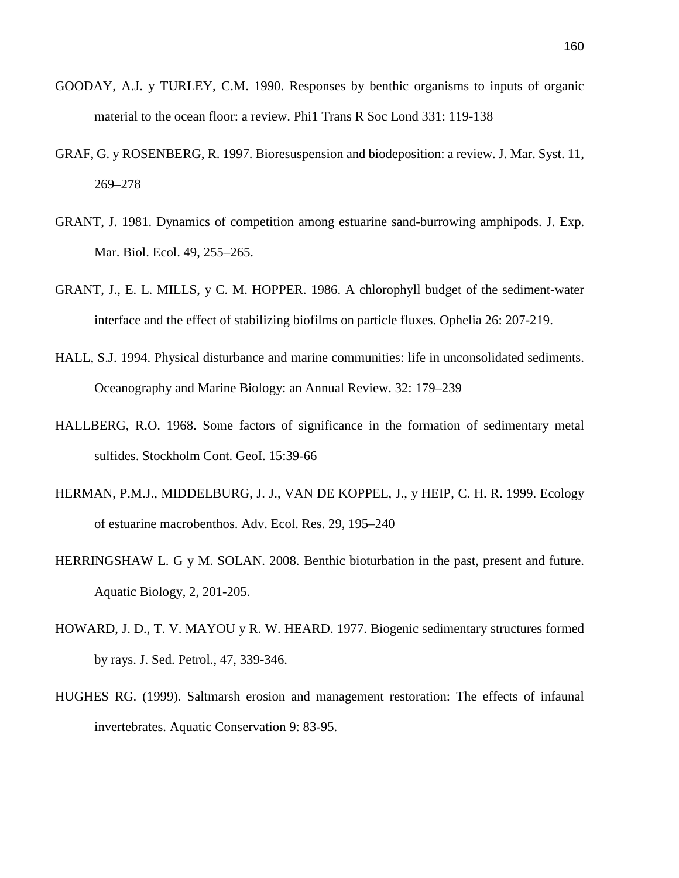GOODAY, A.J. y TURLEY, C.M. 1990. Responses by benthic organisms to inputs of organic material to the ocean floor: a review. Phi1 Trans R Soc Lond 331: 119-138

GRAF, G. y ROSENBERG, R. 1997. Bioresuspension and biodeposition: a review. J. Mar. Syst. 11, 269–278

GRANT, J. 1981. Dynamics of competition among estuarine sand-burrowing amphipods. J. Exp. Mar. Biol. Ecol. 49, 255–265.

GRANT, J., E. L. MILLS, y C. M. HOPPER. 1986. A chlorophyll budget of the sediment-water interface and the effect of stabilizing biofilms on particle fluxes. Ophelia 26: 207-219.

HALL, S.J. 1994. Physical disturbance and marine communities: life in unconsolidated sediments. Oceanography and Marine Biology: an Annual Review. 32: 179–239

HALLBERG, R.O. 1968. Some factors of significance in the formation of sedimentary metal sulfides. Stockholm Cont. GeoI. 15:39-66

HERMAN, P.M.J., MIDDELBURG, J. J., VAN DE KOPPEL, J., y HEIP, C. H. R. 1999. Ecology of estuarine macrobenthos. Adv. Ecol. Res. 29, 195–240

HERRINGSHAW L. G y M. SOLAN. 2008. Benthic bioturbation in the past, present and future. Aquatic Biology, 2, 201-205.

HOWARD, J. D., T. V. MAYOU y R. W. HEARD. 1977. Biogenic sedimentary structures formed by rays. J. Sed. Petrol., 47, 339-346.

HUGHES RG. (1999). Saltmarsh erosion and management restoration: The effects of infaunal invertebrates. Aquatic Conservation 9: 83-95.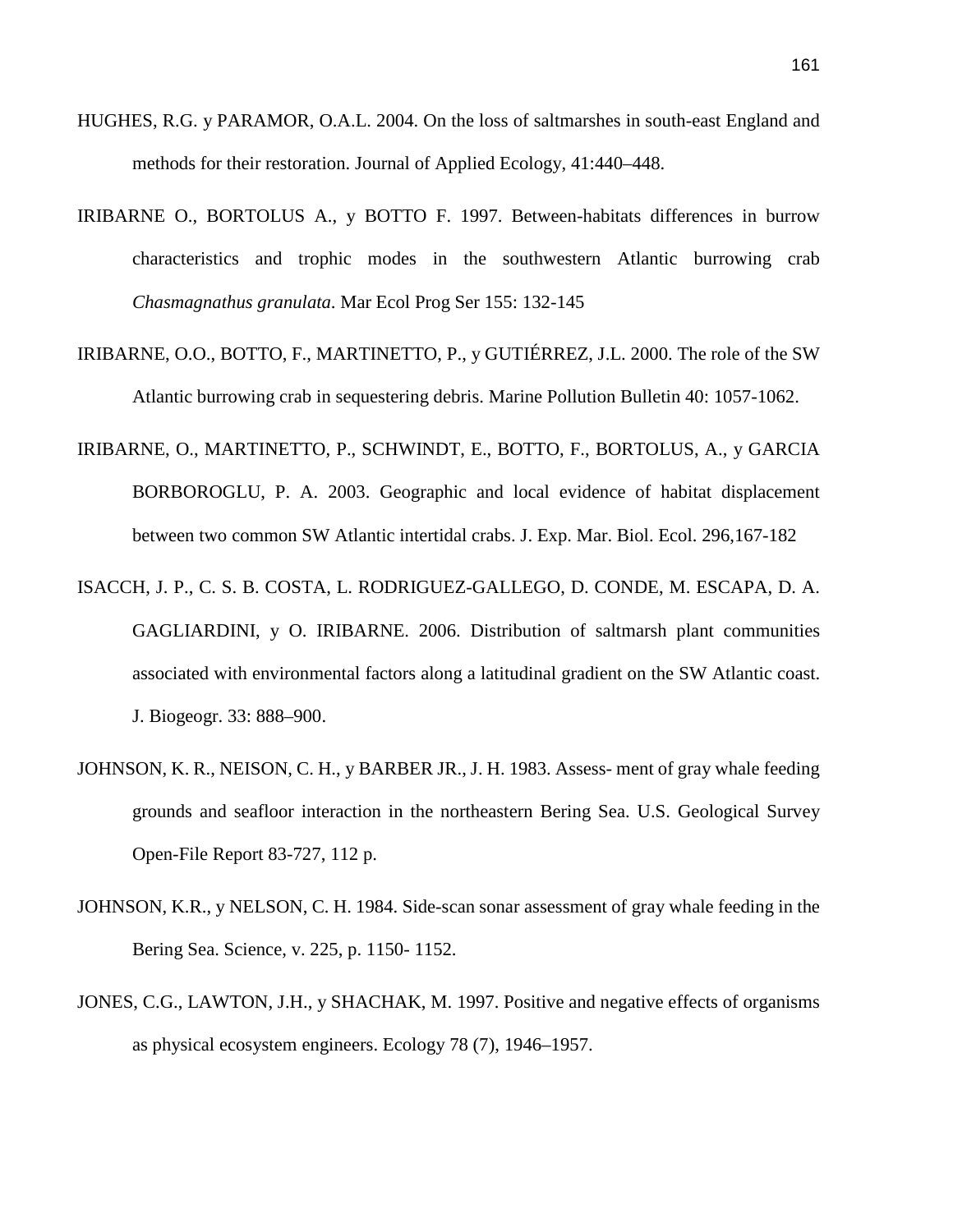HUGHES, R.G. y PARAMOR, O.A.L. 2004. On the loss of saltmarshes in south-east England and methods for their restoration. Journal of Applied Ecology, 41:440–448.

IRIBARNE O., BORTOLUS A., y BOTTO F. 1997. Between-habitats differences in burrow characteristics and trophic modes in the southwestern Atlantic burrowing crab *Chasmagnathus granulata*. Mar Ecol Prog Ser 155: 132-145

IRIBARNE, O.O., BOTTO, F., MARTINETTO, P., y GUTIÉRREZ, J.L. 2000. The role of the SW Atlantic burrowing crab in sequestering debris. Marine Pollution Bulletin 40: 1057-1062.

IRIBARNE, O., MARTINETTO, P., SCHWINDT, E., BOTTO, F., BORTOLUS, A., y GARCIA BORBOROGLU, P. A. 2003. Geographic and local evidence of habitat displacement between two common SW Atlantic intertidal crabs. J. Exp. Mar. Biol. Ecol. 296,167-182

ISACCH, J. P., C. S. B. COSTA, L. RODRIGUEZ-GALLEGO, D. CONDE, M. ESCAPA, D. A. GAGLIARDINI, y O. IRIBARNE. 2006. Distribution of saltmarsh plant communities associated with environmental factors along a latitudinal gradient on the SW Atlantic coast. J. Biogeogr. 33: 888–900.

JOHNSON, K. R., NEISON, C. H., y BARBER JR., J. H. 1983. Assess- ment of gray whale feeding grounds and seafloor interaction in the northeastern Bering Sea. U.S. Geological Survey Open-File Report 83-727, 112 p.

JOHNSON, K.R., y NELSON, C. H. 1984. Side-scan sonar assessment of gray whale feeding in the Bering Sea. Science, v. 225, p. 1150- 1152.

JONES, C.G., LAWTON, J.H., y SHACHAK, M. 1997. Positive and negative effects of organisms as physical ecosystem engineers. Ecology 78 (7), 1946–1957.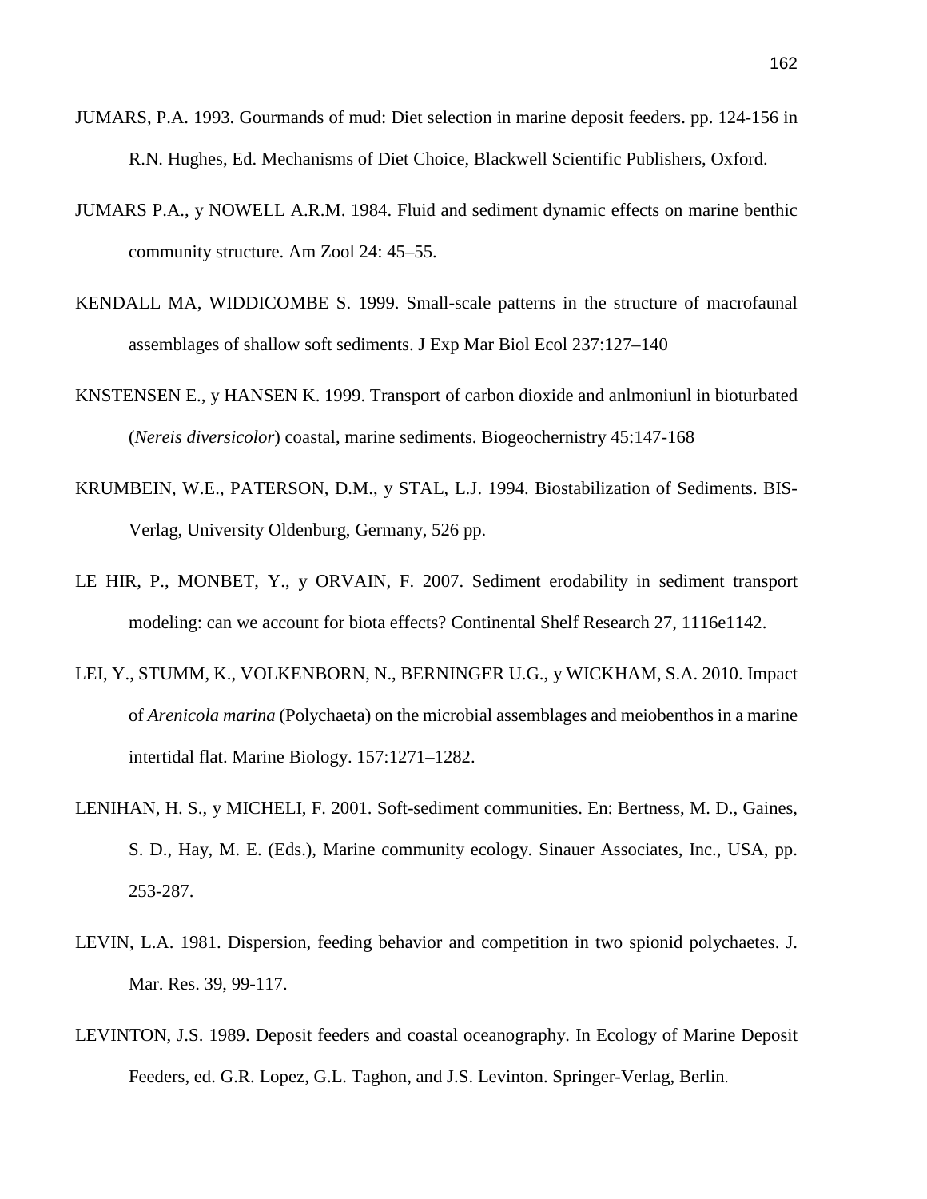JUMARS, P.A. 1993. Gourmands of mud: Diet selection in marine deposit feeders. pp. 124-156 in R.N. Hughes, Ed. Mechanisms of Diet Choice, Blackwell Scientific Publishers, Oxford.

JUMARS P.A., y NOWELL A.R.M. 1984. Fluid and sediment dynamic effects on marine benthic community structure. Am Zool 24: 45–55.

KENDALL MA, WIDDICOMBE S. 1999. Small-scale patterns in the structure of macrofaunal assemblages of shallow soft sediments. J Exp Mar Biol Ecol 237:127–140

KNSTENSEN E., y HANSEN K. 1999. Transport of carbon dioxide and anlmoniunl in bioturbated (*Nereis diversicolor*) coastal, marine sediments. Biogeochernistry 45:147-168

KRUMBEIN, W.E., PATERSON, D.M., y STAL, L.J. 1994. Biostabilization of Sediments. BIS-Verlag, University Oldenburg, Germany, 526 pp.

LE HIR, P., MONBET, Y., y ORVAIN, F. 2007. Sediment erodability in sediment transport modeling: can we account for biota effects? Continental Shelf Research 27, 1116e1142.

LEI, Y., STUMM, K., VOLKENBORN, N., BERNINGER U.G., y WICKHAM, S.A. 2010. Impact of *Arenicola marina* (Polychaeta) on the microbial assemblages and meiobenthos in a marine intertidal flat. Marine Biology. 157:1271–1282.

LENIHAN, H. S., y MICHELI, F. 2001. Soft-sediment communities. En: Bertness, M. D., Gaines, S. D., Hay, M. E. (Eds.), Marine community ecology. Sinauer Associates, Inc., USA, pp. 253-287.

LEVIN, L.A. 1981. Dispersion, feeding behavior and competition in two spionid polychaetes. J. Mar. Res. 39, 99-117.

LEVINTON, J.S. 1989. Deposit feeders and coastal oceanography. In Ecology of Marine Deposit Feeders, ed. G.R. Lopez, G.L. Taghon, and J.S. Levinton. Springer-Verlag, Berlin.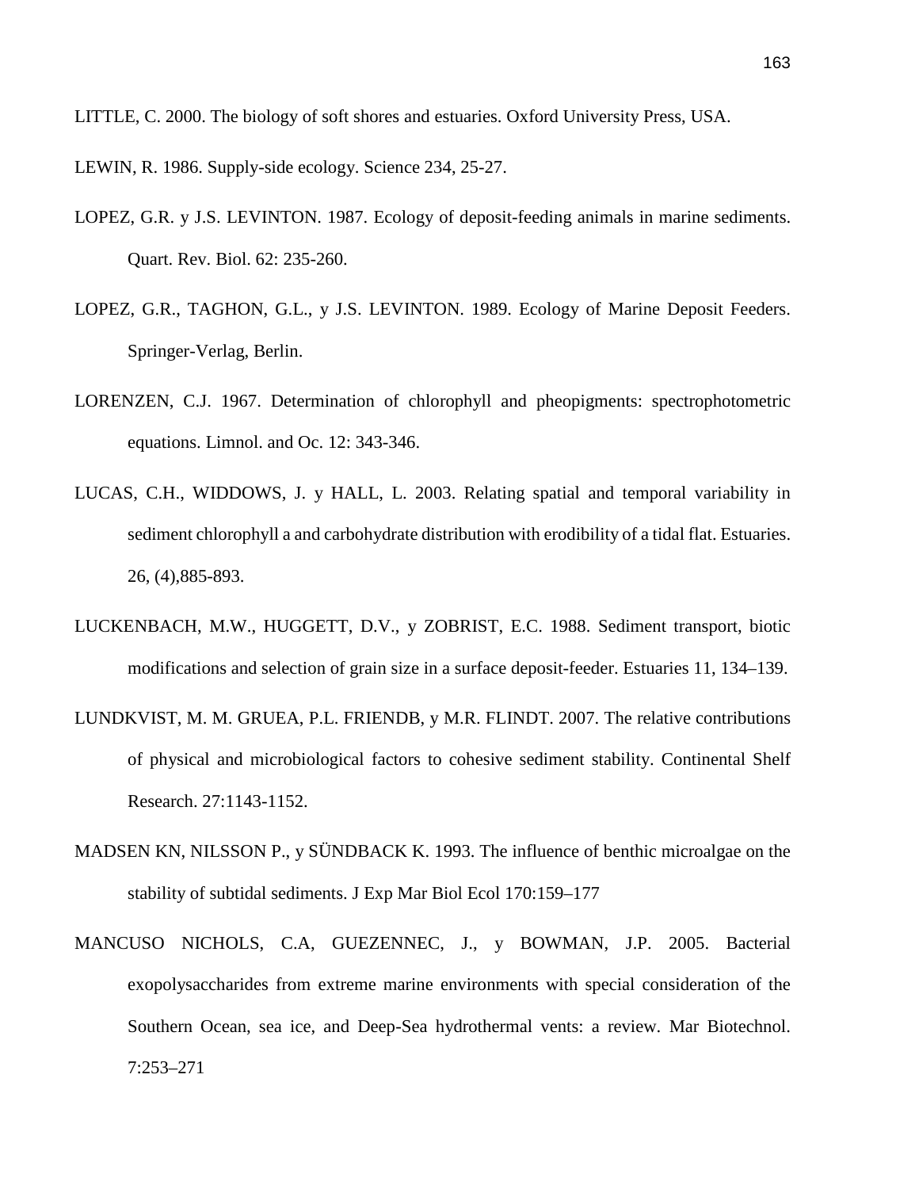LITTLE, C. 2000. The biology of soft shores and estuaries. Oxford University Press, USA.

LEWIN, R. 1986. Supply-side ecology. Science 234, 25-27.

LOPEZ, G.R. y J.S. LEVINTON. 1987. Ecology of deposit-feeding animals in marine sediments. Quart. Rev. Biol. 62: 235-260.

LOPEZ, G.R., TAGHON, G.L., y J.S. LEVINTON. 1989. Ecology of Marine Deposit Feeders. Springer-Verlag, Berlin.

LORENZEN, C.J. 1967. Determination of chlorophyll and pheopigments: spectrophotometric equations. Limnol. and Oc. 12: 343-346.

LUCAS, C.H., WIDDOWS, J. y HALL, L. 2003. Relating spatial and temporal variability in sediment chlorophyll a and carbohydrate distribution with erodibility of a tidal flat. Estuaries. 26, (4),885-893.

LUCKENBACH, M.W., HUGGETT, D.V., y ZOBRIST, E.C. 1988. Sediment transport, biotic modifications and selection of grain size in a surface deposit-feeder. Estuaries 11, 134–139.

LUNDKVIST, M. M. GRUEA, P.L. FRIENDB, y M.R. FLINDT. 2007. The relative contributions of physical and microbiological factors to cohesive sediment stability. Continental Shelf Research. 27:1143-1152.

MADSEN KN, NILSSON P., y SÜNDBACK K. 1993. The influence of benthic microalgae on the stability of subtidal sediments. J Exp Mar Biol Ecol 170:159–177

MANCUSO NICHOLS, C.A, GUEZENNEC, J., y BOWMAN, J.P. 2005. Bacterial exopolysaccharides from extreme marine environments with special consideration of the Southern Ocean, sea ice, and Deep-Sea hydrothermal vents: a review. Mar Biotechnol. 7:253–271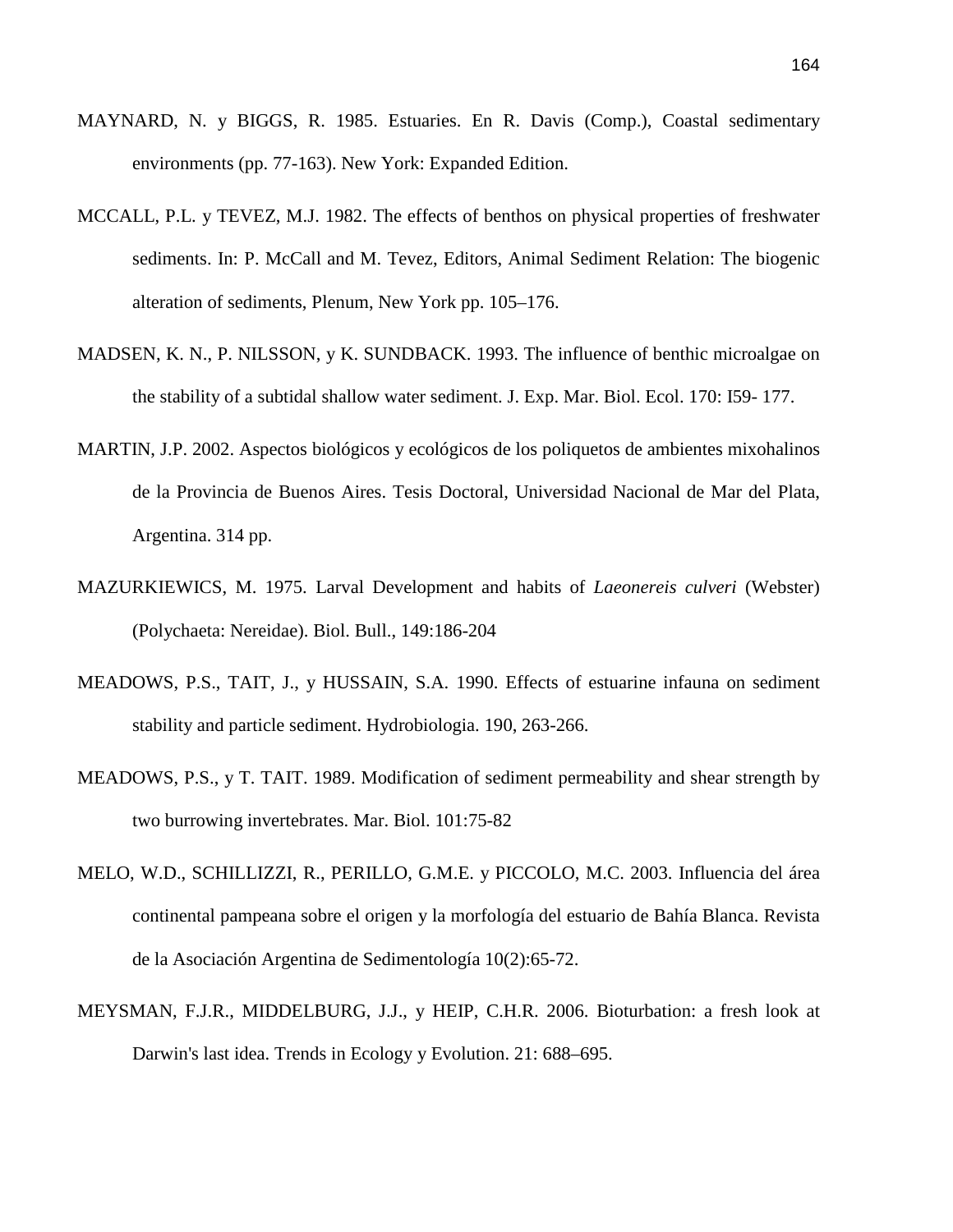MAYNARD, N. y BIGGS, R. 1985. Estuaries. En R. Davis (Comp.), Coastal sedimentary environments (pp. 77-163). New York: Expanded Edition.

MCCALL, P.L. y TEVEZ, M.J. 1982. The effects of benthos on physical properties of freshwater sediments. In: P. McCall and M. Tevez, Editors, Animal Sediment Relation: The biogenic alteration of sediments, Plenum, New York pp. 105–176.

MADSEN, K. N., P. NILSSON, y K. SUNDBACK. 1993. The influence of benthic microalgae on the stability of a subtidal shallow water sediment. J. Exp. Mar. Biol. Ecol. 170: I59- 177.

MARTIN, J.P. 2002. Aspectos biológicos y ecológicos de los poliquetos de ambientes mixohalinos de la Provincia de Buenos Aires. Tesis Doctoral, Universidad Nacional de Mar del Plata, Argentina. 314 pp.

MAZURKIEWICS, M. 1975. Larval Development and habits of *Laeonereis culveri* (Webster) (Polychaeta: Nereidae). Biol. Bull., 149:186-204

MEADOWS, P.S., TAIT, J., y HUSSAIN, S.A. 1990. Effects of estuarine infauna on sediment stability and particle sediment. Hydrobiologia. 190, 263-266.

MEADOWS, P.S., y T. TAIT. 1989. Modification of sediment permeability and shear strength by two burrowing invertebrates. Mar. Biol. 101:75-82

MELO, W.D., SCHILLIZZI, R., PERILLO, G.M.E. y PICCOLO, M.C. 2003. Influencia del área continental pampeana sobre el origen y la morfología del estuario de Bahía Blanca. Revista de la Asociación Argentina de Sedimentología 10(2):65-72.

MEYSMAN, F.J.R., MIDDELBURG, J.J., y HEIP, C.H.R. 2006. Bioturbation: a fresh look at Darwin's last idea. Trends in Ecology y Evolution. 21: 688–695.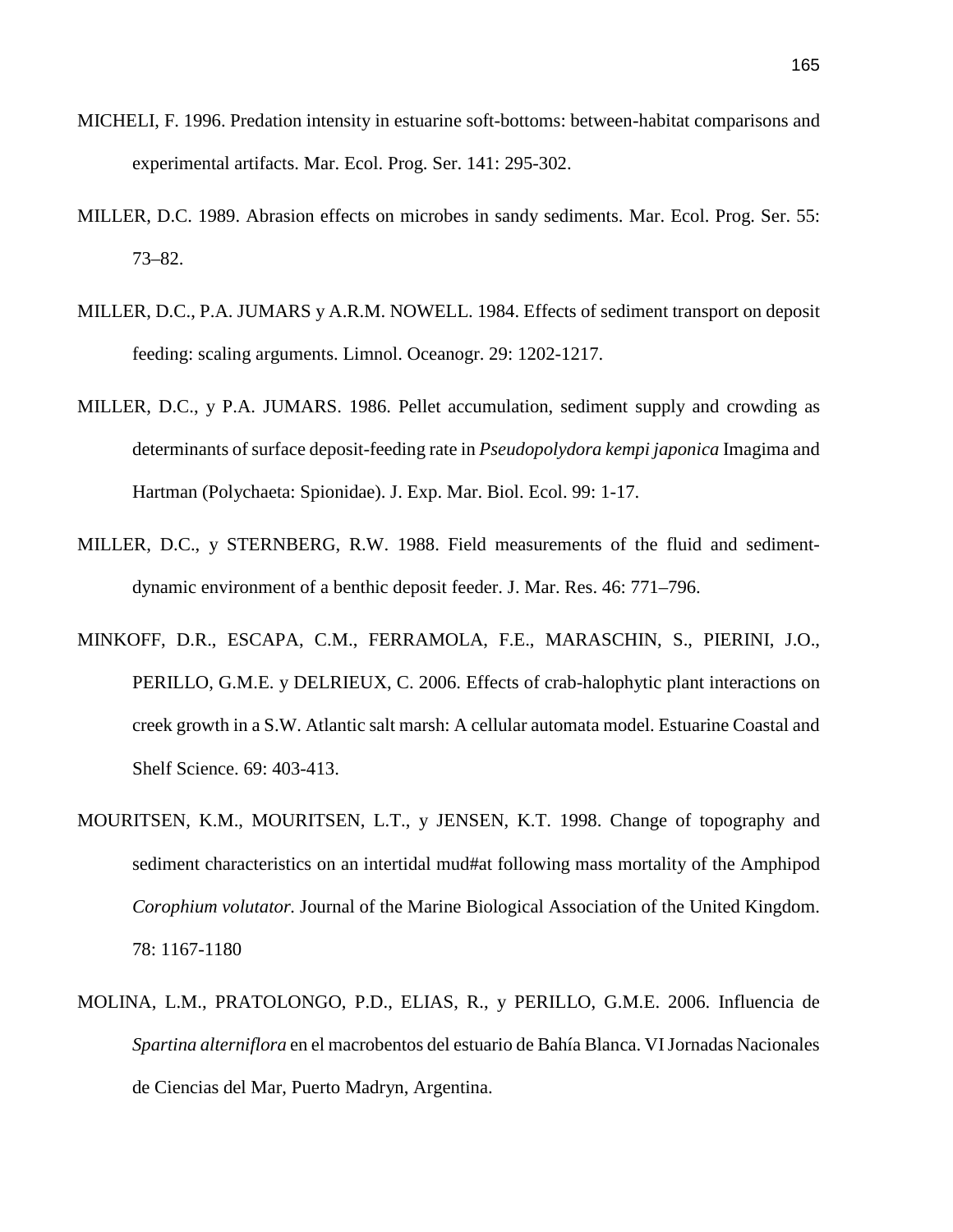MICHELI, F. 1996. Predation intensity in estuarine soft-bottoms: between-habitat comparisons and experimental artifacts. Mar. Ecol. Prog. Ser. 141: 295-302.

MILLER, D.C. 1989. Abrasion effects on microbes in sandy sediments. Mar. Ecol. Prog. Ser. 55: 73–82.

MILLER, D.C., P.A. JUMARS y A.R.M. NOWELL. 1984. Effects of sediment transport on deposit feeding: scaling arguments. Limnol. Oceanogr. 29: 1202-1217.

MILLER, D.C., y P.A. JUMARS. 1986. Pellet accumulation, sediment supply and crowding as determinants of surface deposit-feeding rate in *Pseudopolydora kempi japonica* Imagima and Hartman (Polychaeta: Spionidae). J. Exp. Mar. Biol. Ecol. 99: 1-17.

MILLER, D.C., y STERNBERG, R.W. 1988. Field measurements of the fluid and sediment-dynamic environment of a benthic deposit feeder. J. Mar. Res. 46: 771–796.

MINKOFF, D.R., ESCAPA, C.M., FERRAMOLA, F.E., MARASCHIN, S., PIERINI, J.O., PERILLO, G.M.E. y DELRIEUX, C. 2006. Effects of crab-halophytic plant interactions on creek growth in a S.W. Atlantic salt marsh: A cellular automata model. Estuarine Coastal and Shelf Science. 69: 403-413.

MOURITSEN, K.M., MOURITSEN, L.T., y JENSEN, K.T. 1998. Change of topography and sediment characteristics on an intertidal mud#at following mass mortality of the Amphipod *Corophium volutator.* Journal of the Marine Biological Association of the United Kingdom. 78: 1167-1180

MOLINA, L.M., PRATOLONGO, P.D., ELIAS, R., y PERILLO, G.M.E. 2006. Influencia de *Spartina alterniflora* en el macrobentos del estuario de Bahía Blanca. VI Jornadas Nacionales de Ciencias del Mar, Puerto Madryn, Argentina.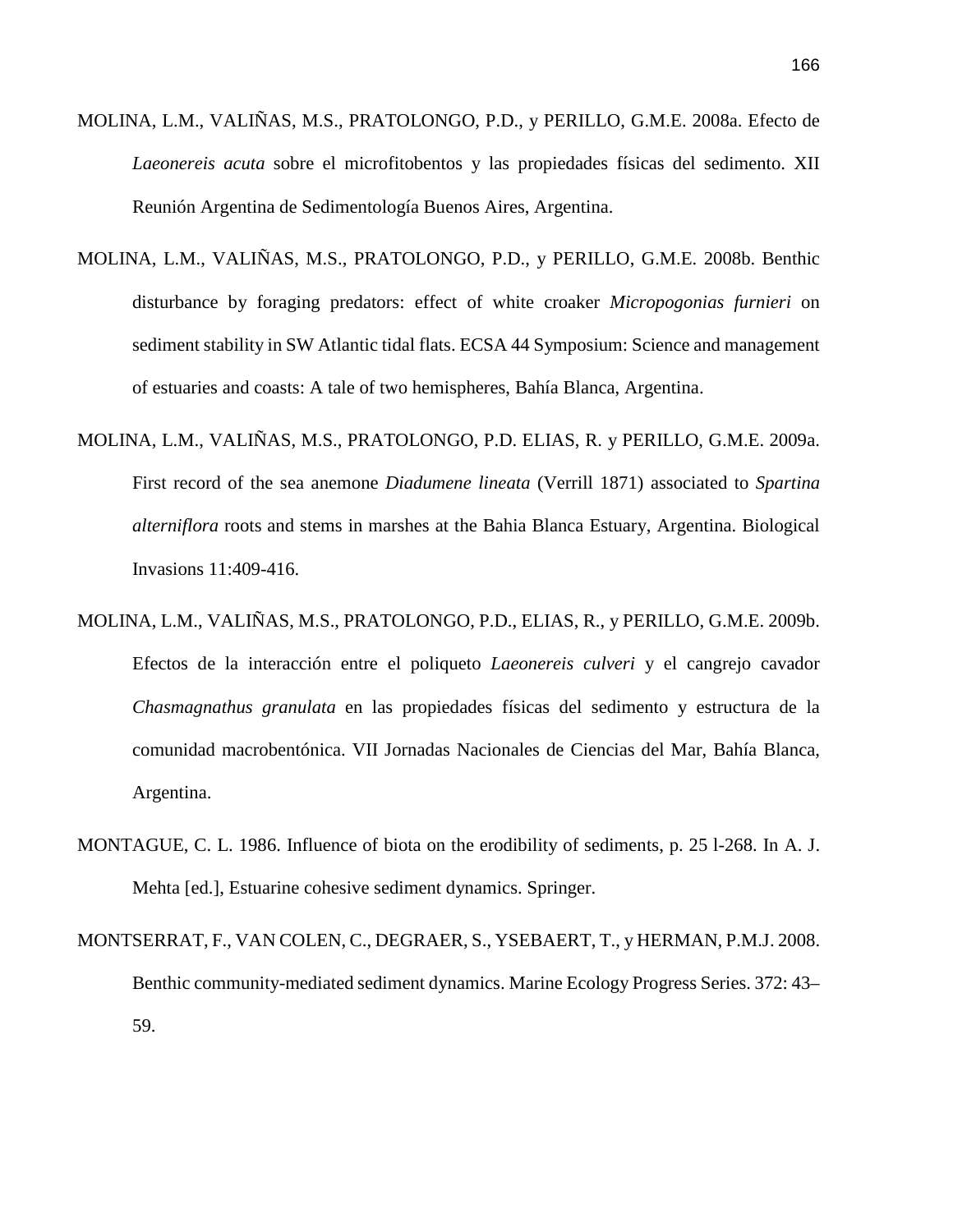MOLINA, L.M., VALIÑAS, M.S., PRATOLONGO, P.D., y PERILLO, G.M.E. 2008a. Efecto de *Laeonereis acuta* sobre el microfitobentos y las propiedades físicas del sedimento. XII Reunión Argentina de Sedimentología Buenos Aires, Argentina.

MOLINA, L.M., VALIÑAS, M.S., PRATOLONGO, P.D., y PERILLO, G.M.E. 2008b. Benthic disturbance by foraging predators: effect of white croaker *Micropogonias furnieri* on sediment stability in SW Atlantic tidal flats. ECSA 44 Symposium: Science and management of estuaries and coasts: A tale of two hemispheres, Bahía Blanca, Argentina.

MOLINA, L.M., VALIÑAS, M.S., PRATOLONGO, P.D. ELIAS, R. y PERILLO, G.M.E. 2009a. First record of the sea anemone *Diadumene lineata* (Verrill 1871) associated to *Spartina alterniflora* roots and stems in marshes at the Bahia Blanca Estuary, Argentina. Biological Invasions 11:409-416.

MOLINA, L.M., VALIÑAS, M.S., PRATOLONGO, P.D., ELIAS, R., y PERILLO, G.M.E. 2009b. Efectos de la interacción entre el poliqueto *Laeonereis culveri* y el cangrejo cavador *Chasmagnathus granulata* en las propiedades físicas del sedimento y estructura de la comunidad macrobentónica. VII Jornadas Nacionales de Ciencias del Mar, Bahía Blanca, Argentina.

MONTAGUE, C. L. 1986. Influence of biota on the erodibility of sediments, p. 25 l-268. In A. J. Mehta [ed.], Estuarine cohesive sediment dynamics. Springer.

MONTSERRAT, F., VAN COLEN, C., DEGRAER, S., YSEBAERT, T., y HERMAN, P.M.J. 2008. Benthic community-mediated sediment dynamics. Marine Ecology Progress Series. 372: 43–59.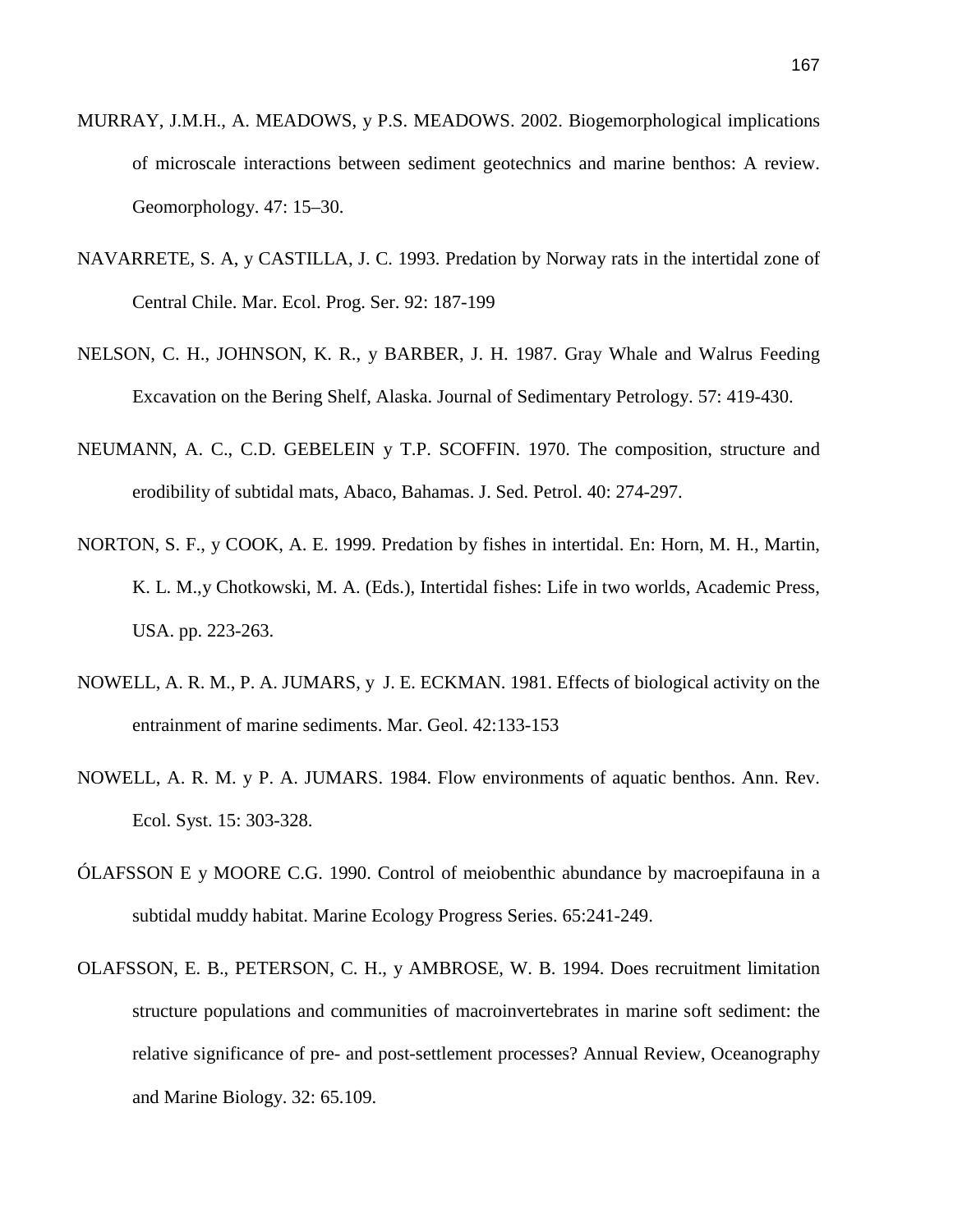MURRAY, J.M.H., A. MEADOWS, y P.S. MEADOWS. 2002. Biogemorphological implications of microscale interactions between sediment geotechnics and marine benthos: A review. Geomorphology. 47: 15–30.

NAVARRETE, S. A, y CASTILLA, J. C. 1993. Predation by Norway rats in the intertidal zone of Central Chile. Mar. Ecol. Prog. Ser. 92: 187-199

NELSON, C. H., JOHNSON, K. R., y BARBER, J. H. 1987. Gray Whale and Walrus Feeding Excavation on the Bering Shelf, Alaska. Journal of Sedimentary Petrology. 57: 419-430.

NEUMANN, A. C., C.D. GEBELEIN y T.P. SCOFFIN. 1970. The composition, structure and erodibility of subtidal mats, Abaco, Bahamas. J. Sed. Petrol. 40: 274-297.

NORTON, S. F., y COOK, A. E. 1999. Predation by fishes in intertidal. En: Horn, M. H., Martin, K. L. M.,y Chotkowski, M. A. (Eds.), Intertidal fishes: Life in two worlds, Academic Press, USA. pp. 223-263.

NOWELL, A. R. M., P. A. JUMARS, y J. E. ECKMAN. 1981. Effects of biological activity on the entrainment of marine sediments. Mar. Geol. 42:133-153

NOWELL, A. R. M. y P. A. JUMARS. 1984. Flow environments of aquatic benthos. Ann. Rev. Ecol. Syst. 15: 303-328.

ÓLAFSSON E y MOORE C.G. 1990. Control of meiobenthic abundance by macroepifauna in a subtidal muddy habitat. Marine Ecology Progress Series. 65:241-249.

OLAFSSON, E. B., PETERSON, C. H., y AMBROSE, W. B. 1994. Does recruitment limitation structure populations and communities of macroinvertebrates in marine soft sediment: the relative significance of pre- and post-settlement processes? Annual Review, Oceanography and Marine Biology. 32: 65.109.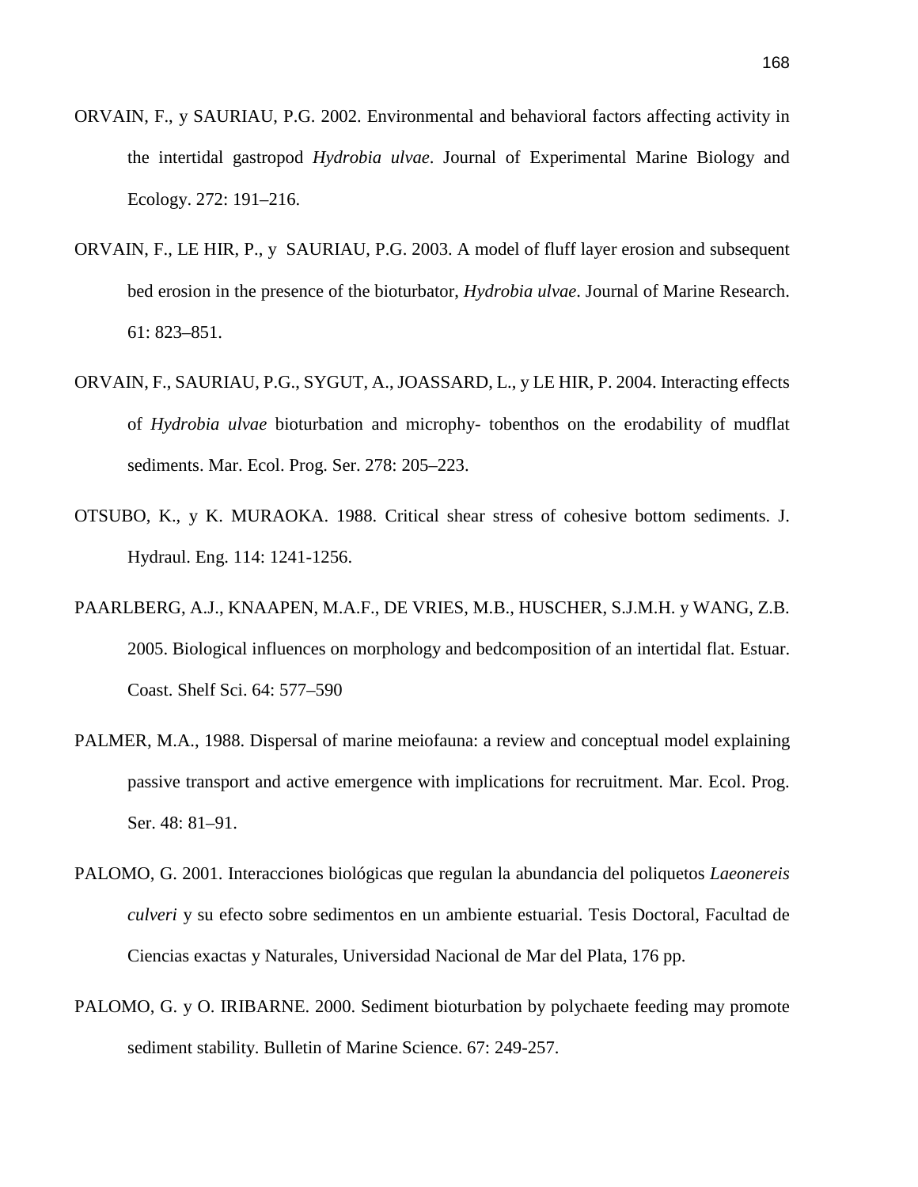ORVAIN, F., y SAURIAU, P.G. 2002. Environmental and behavioral factors affecting activity in the intertidal gastropod *Hydrobia ulvae*. Journal of Experimental Marine Biology and Ecology. 272: 191–216.

ORVAIN, F., LE HIR, P., y SAURIAU, P.G. 2003. A model of fluff layer erosion and subsequent bed erosion in the presence of the bioturbator, *Hydrobia ulvae*. Journal of Marine Research. 61: 823–851.

ORVAIN, F., SAURIAU, P.G., SYGUT, A., JOASSARD, L., y LE HIR, P. 2004. Interacting effects of *Hydrobia ulvae* bioturbation and microphy- tobenthos on the erodability of mudflat sediments. Mar. Ecol. Prog. Ser. 278: 205–223.

OTSUBO, K., y K. MURAOKA. 1988. Critical shear stress of cohesive bottom sediments. J. Hydraul. Eng. 114: 1241-1256.

PAARLBERG, A.J., KNAAPEN, M.A.F., DE VRIES, M.B., HUSCHER, S.J.M.H. y WANG, Z.B. 2005. Biological influences on morphology and bedcomposition of an intertidal flat. Estuar. Coast. Shelf Sci. 64: 577–590

PALMER, M.A., 1988. Dispersal of marine meiofauna: a review and conceptual model explaining passive transport and active emergence with implications for recruitment. Mar. Ecol. Prog. Ser. 48: 81–91.

PALOMO, G. 2001. Interacciones biológicas que regulan la abundancia del poliquetos *Laeonereis culveri* y su efecto sobre sedimentos en un ambiente estuarial. Tesis Doctoral, Facultad de Ciencias exactas y Naturales, Universidad Nacional de Mar del Plata, 176 pp.

PALOMO, G. y O. IRIBARNE. 2000. Sediment bioturbation by polychaete feeding may promote sediment stability. Bulletin of Marine Science. 67: 249-257.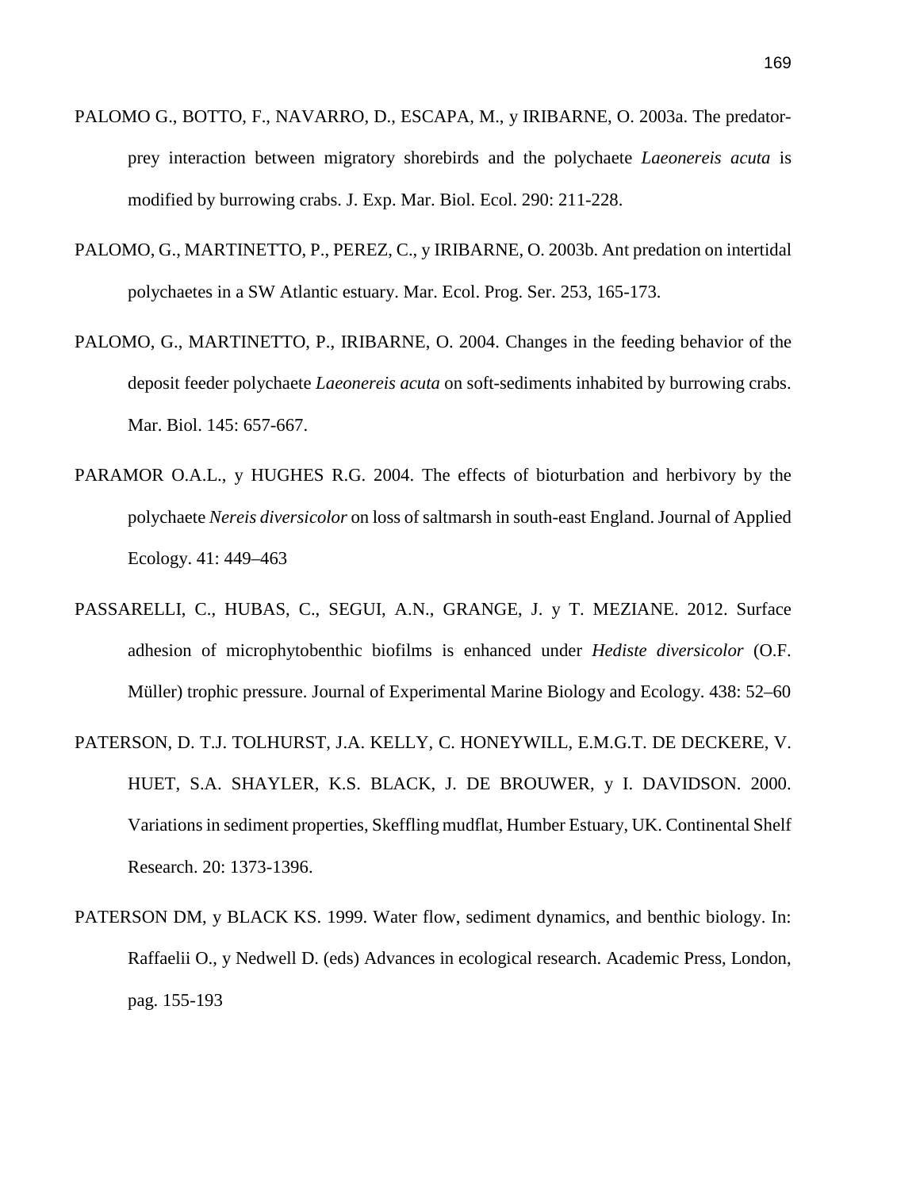PALOMO G., BOTTO, F., NAVARRO, D., ESCAPA, M., y IRIBARNE, O. 2003a. The predator-prey interaction between migratory shorebirds and the polychaete *Laeonereis acuta* is modified by burrowing crabs. J. Exp. Mar. Biol. Ecol. 290: 211-228.

PALOMO, G., MARTINETTO, P., PEREZ, C., y IRIBARNE, O. 2003b. Ant predation on intertidal polychaetes in a SW Atlantic estuary. Mar. Ecol. Prog. Ser. 253, 165-173.

PALOMO, G., MARTINETTO, P., IRIBARNE, O. 2004. Changes in the feeding behavior of the deposit feeder polychaete *Laeonereis acuta* on soft-sediments inhabited by burrowing crabs. Mar. Biol. 145: 657-667.

PARAMOR O.A.L., y HUGHES R.G. 2004. The effects of bioturbation and herbivory by the polychaete *Nereis diversicolor* on loss of saltmarsh in south-east England. Journal of Applied Ecology. 41: 449–463

PASSARELLI, C., HUBAS, C., SEGUI, A.N., GRANGE, J. y T. MEZIANE. 2012. Surface adhesion of microphytobenthic biofilms is enhanced under *Hediste diversicolor* (O.F. Müller) trophic pressure. Journal of Experimental Marine Biology and Ecology. 438: 52–60

PATERSON, D. T.J. TOLHURST, J.A. KELLY, C. HONEYWILL, E.M.G.T. DE DECKERE, V. HUET, S.A. SHAYLER, K.S. BLACK, J. DE BROUWER, y I. DAVIDSON. 2000. Variations in sediment properties, Skeffling mudflat, Humber Estuary, UK. Continental Shelf Research. 20: 1373-1396.

PATERSON DM, y BLACK KS. 1999. Water flow, sediment dynamics, and benthic biology. In: Raffaelii O., y Nedwell D. (eds) Advances in ecological research. Academic Press, London, pag. 155-193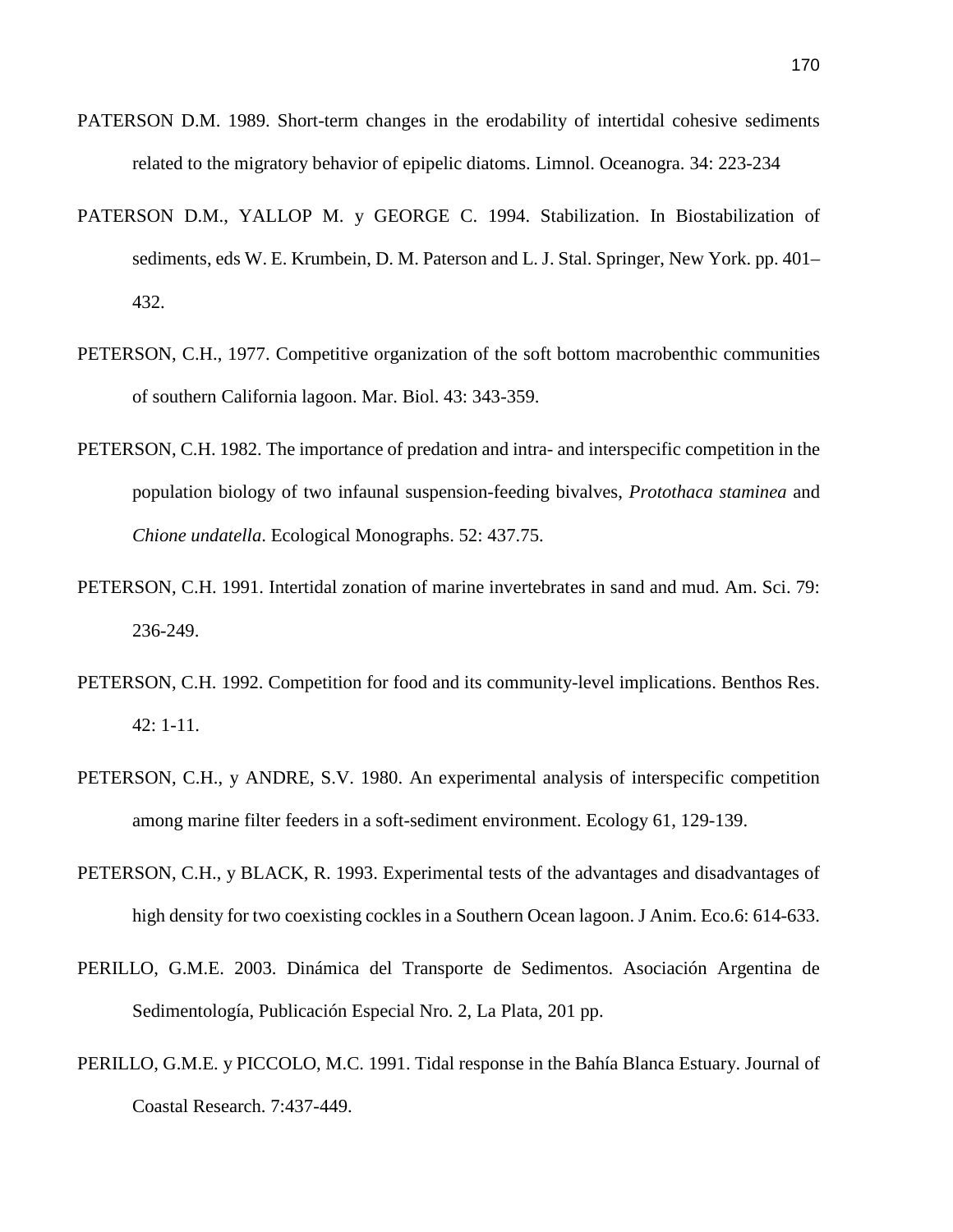PATERSON D.M. 1989. Short-term changes in the erodability of intertidal cohesive sediments related to the migratory behavior of epipelic diatoms. Limnol. Oceanogra. 34: 223-234

PATERSON D.M., YALLOP M. y GEORGE C. 1994. Stabilization. In Biostabilization of sediments, eds W. E. Krumbein, D. M. Paterson and L. J. Stal. Springer, New York. pp. 401–432.

PETERSON, C.H., 1977. Competitive organization of the soft bottom macrobenthic communities of southern California lagoon. Mar. Biol. 43: 343-359.

PETERSON, C.H. 1982. The importance of predation and intra- and interspecific competition in the population biology of two infaunal suspension-feeding bivalves, *Protothaca staminea* and *Chione undatella*. Ecological Monographs. 52: 437.75.

PETERSON, C.H. 1991. Intertidal zonation of marine invertebrates in sand and mud. Am. Sci. 79: 236-249.

PETERSON, C.H. 1992. Competition for food and its community-level implications. Benthos Res. 42: 1-11.

PETERSON, C.H., y ANDRE, S.V. 1980. An experimental analysis of interspecific competition among marine filter feeders in a soft-sediment environment. Ecology 61, 129-139.

PETERSON, C.H., y BLACK, R. 1993. Experimental tests of the advantages and disadvantages of high density for two coexisting cockles in a Southern Ocean lagoon. J Anim. Eco.6: 614-633.

PERILLO, G.M.E. 2003. Dinámica del Transporte de Sedimentos. Asociación Argentina de Sedimentología, Publicación Especial Nro. 2, La Plata, 201 pp.

PERILLO, G.M.E. y PICCOLO, M.C. 1991. Tidal response in the Bahía Blanca Estuary. Journal of Coastal Research. 7:437-449.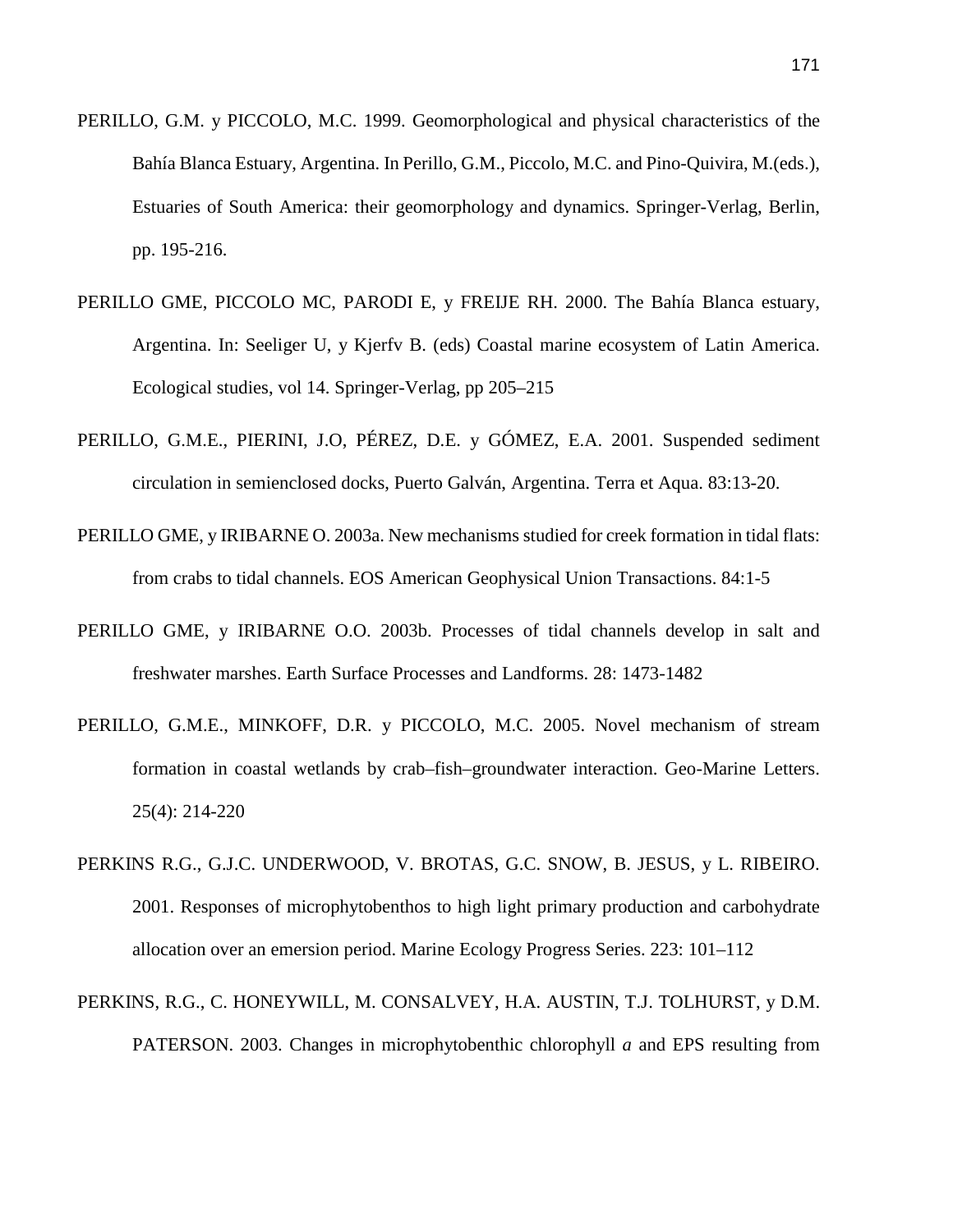PERILLO, G.M. y PICCOLO, M.C. 1999. Geomorphological and physical characteristics of the Bahía Blanca Estuary, Argentina. In Perillo, G.M., Piccolo, M.C. and Pino-Quivira, M.(eds.), Estuaries of South America: their geomorphology and dynamics. Springer-Verlag, Berlin, pp. 195-216.

PERILLO GME, PICCOLO MC, PARODI E, y FREIJE RH. 2000. The Bahía Blanca estuary, Argentina. In: Seeliger U, y Kjerfv B. (eds) Coastal marine ecosystem of Latin America. Ecological studies, vol 14. Springer-Verlag, pp 205–215

PERILLO, G.M.E., PIERINI, J.O, PÉREZ, D.E. y GÓMEZ, E.A. 2001. Suspended sediment circulation in semienclosed docks, Puerto Galván, Argentina. Terra et Aqua. 83:13-20.

PERILLO GME, y IRIBARNE O. 2003a. New mechanisms studied for creek formation in tidal flats: from crabs to tidal channels. EOS American Geophysical Union Transactions. 84:1-5

PERILLO GME, y IRIBARNE O.O. 2003b. Processes of tidal channels develop in salt and freshwater marshes. Earth Surface Processes and Landforms. 28: 1473-1482

PERILLO, G.M.E., MINKOFF, D.R. y PICCOLO, M.C. 2005. Novel mechanism of stream formation in coastal wetlands by crab–fish–groundwater interaction. Geo-Marine Letters. 25(4): 214-220

PERKINS R.G., G.J.C. UNDERWOOD, V. BROTAS, G.C. SNOW, B. JESUS, y L. RIBEIRO. 2001. Responses of microphytobenthos to high light primary production and carbohydrate allocation over an emersion period. Marine Ecology Progress Series. 223: 101–112

PERKINS, R.G., C. HONEYWILL, M. CONSALVEY, H.A. AUSTIN, T.J. TOLHURST, y D.M. PATERSON. 2003. Changes in microphytobenthic chlorophyll *a* and EPS resulting from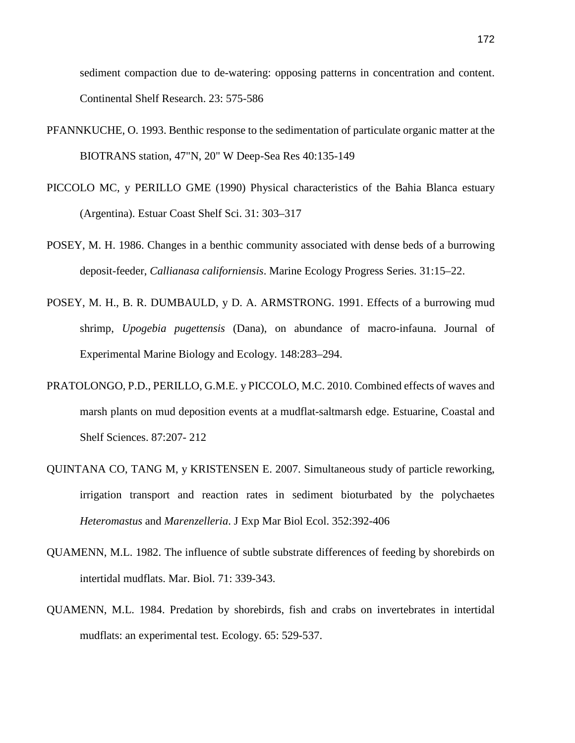sediment compaction due to de-watering: opposing patterns in concentration and content. Continental Shelf Research. 23: 575-586

PFANNKUCHE, O. 1993. Benthic response to the sedimentation of particulate organic matter at the BIOTRANS station, 47"N, 20" W Deep-Sea Res 40:135-149

PICCOLO MC, y PERILLO GME (1990) Physical characteristics of the Bahia Blanca estuary (Argentina). Estuar Coast Shelf Sci. 31: 303–317

POSEY, M. H. 1986. Changes in a benthic community associated with dense beds of a burrowing deposit-feeder, *Callianasa californiensis*. Marine Ecology Progress Series. 31:15–22.

POSEY, M. H., B. R. DUMBAULD, y D. A. ARMSTRONG. 1991. Effects of a burrowing mud shrimp, *Upogebia pugettensis* (Dana), on abundance of macro-infauna. Journal of Experimental Marine Biology and Ecology. 148:283–294.

PRATOLONGO, P.D., PERILLO, G.M.E. y PICCOLO, M.C. 2010. Combined effects of waves and marsh plants on mud deposition events at a mudflat-saltmarsh edge. Estuarine, Coastal and Shelf Sciences. 87:207- 212

QUINTANA CO, TANG M, y KRISTENSEN E. 2007. Simultaneous study of particle reworking, irrigation transport and reaction rates in sediment bioturbated by the polychaetes *Heteromastus* and *Marenzelleria*. J Exp Mar Biol Ecol. 352:392-406

QUAMENN, M.L. 1982. The influence of subtle substrate differences of feeding by shorebirds on intertidal mudflats. Mar. Biol. 71: 339-343.

QUAMENN, M.L. 1984. Predation by shorebirds, fish and crabs on invertebrates in intertidal mudflats: an experimental test. Ecology. 65: 529-537.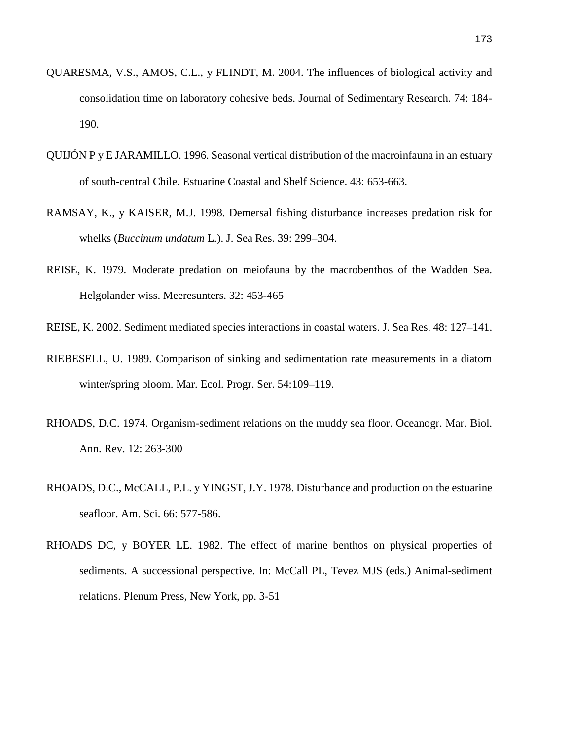QUARESMA, V.S., AMOS, C.L., y FLINDT, M. 2004. The influences of biological activity and consolidation time on laboratory cohesive beds. Journal of Sedimentary Research. 74: 184-190.

QUIJÓN P y E JARAMILLO. 1996. Seasonal vertical distribution of the macroinfauna in an estuary of south-central Chile. Estuarine Coastal and Shelf Science. 43: 653-663.

RAMSAY, K., y KAISER, M.J. 1998. Demersal fishing disturbance increases predation risk for whelks (*Buccinum undatum* L.). J. Sea Res. 39: 299–304.

REISE, K. 1979. Moderate predation on meiofauna by the macrobenthos of the Wadden Sea. Helgolander wiss. Meeresunters. 32: 453-465

REISE, K. 2002. Sediment mediated species interactions in coastal waters. J. Sea Res. 48: 127–141.

RIEBESELL, U. 1989. Comparison of sinking and sedimentation rate measurements in a diatom winter/spring bloom. Mar. Ecol. Progr. Ser. 54:109–119.

RHOADS, D.C. 1974. Organism-sediment relations on the muddy sea floor. Oceanogr. Mar. Biol. Ann. Rev. 12: 263-300

RHOADS, D.C., McCALL, P.L. y YINGST, J.Y. 1978. Disturbance and production on the estuarine seafloor. Am. Sci. 66: 577-586.

RHOADS DC, y BOYER LE. 1982. The effect of marine benthos on physical properties of sediments. A successional perspective. In: McCall PL, Tevez MJS (eds.) Animal-sediment relations. Plenum Press, New York, pp. 3-51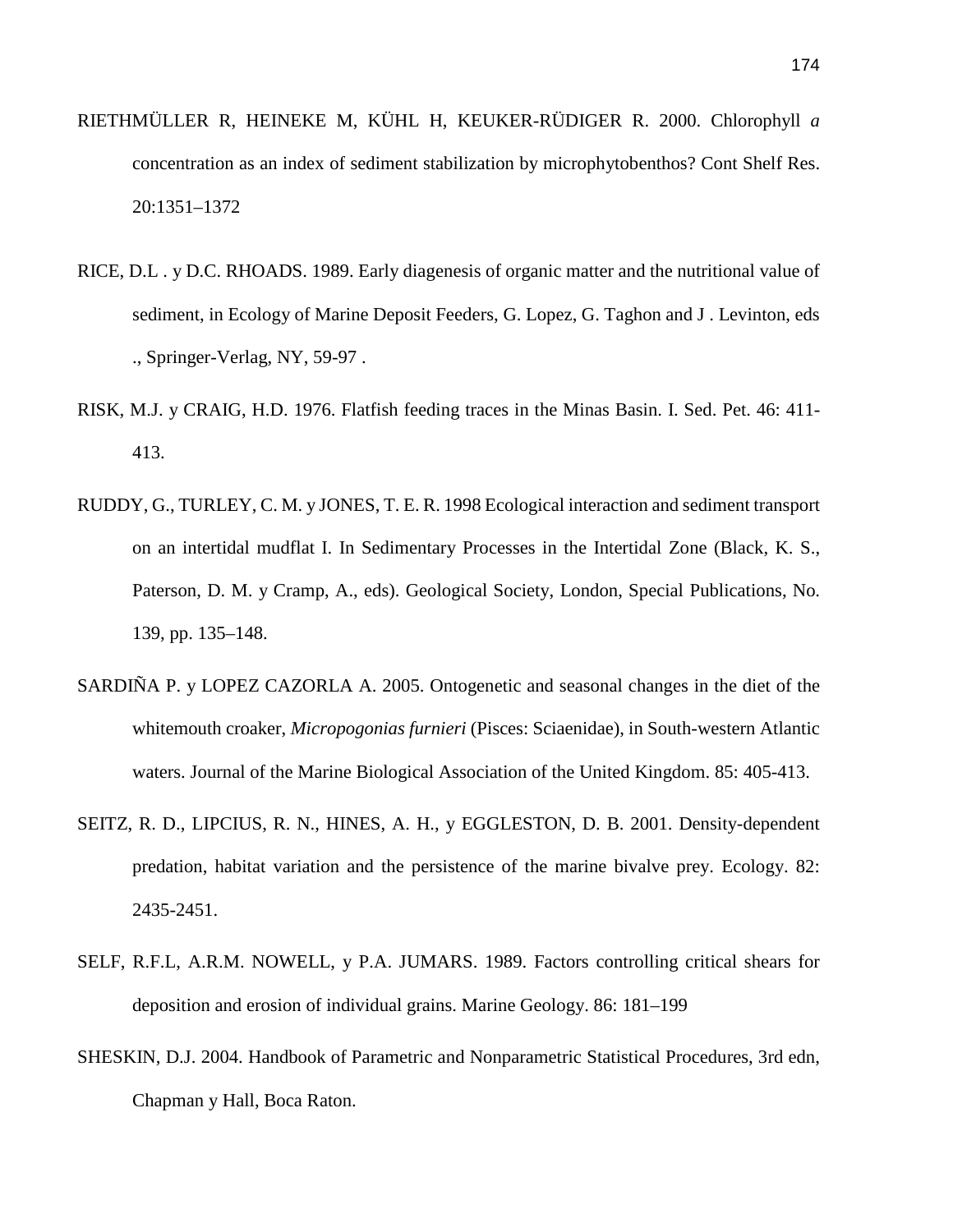RIETHMÜLLER R, HEINEKE M, KÜHL H, KEUKER-RÜDIGER R. 2000. Chlorophyll *a* concentration as an index of sediment stabilization by microphytobenthos? Cont Shelf Res. 20:1351–1372

RICE, D.L . y D.C. RHOADS. 1989. Early diagenesis of organic matter and the nutritional value of sediment, in Ecology of Marine Deposit Feeders, G. Lopez, G. Taghon and J . Levinton, eds ., Springer-Verlag, NY, 59-97 .

RISK, M.J. y CRAIG, H.D. 1976. Flatfish feeding traces in the Minas Basin. I. Sed. Pet. 46: 411-413.

RUDDY, G., TURLEY, C. M. y JONES, T. E. R. 1998 Ecological interaction and sediment transport on an intertidal mudflat I. In Sedimentary Processes in the Intertidal Zone (Black, K. S., Paterson, D. M. y Cramp, A., eds). Geological Society, London, Special Publications, No. 139, pp. 135–148.

SARDIÑA P. y LOPEZ CAZORLA A. 2005. Ontogenetic and seasonal changes in the diet of the whitemouth croaker, *Micropogonias furnieri* (Pisces: Sciaenidae), in South-western Atlantic waters. Journal of the Marine Biological Association of the United Kingdom. 85: 405-413.

SEITZ, R. D., LIPCIUS, R. N., HINES, A. H., y EGGLESTON, D. B. 2001. Density-dependent predation, habitat variation and the persistence of the marine bivalve prey. Ecology. 82: 2435-2451.

SELF, R.F.L, A.R.M. NOWELL, y P.A. JUMARS. 1989. Factors controlling critical shears for deposition and erosion of individual grains. Marine Geology. 86: 181–199

SHESKIN, D.J. 2004. Handbook of Parametric and Nonparametric Statistical Procedures, 3rd edn, Chapman y Hall, Boca Raton.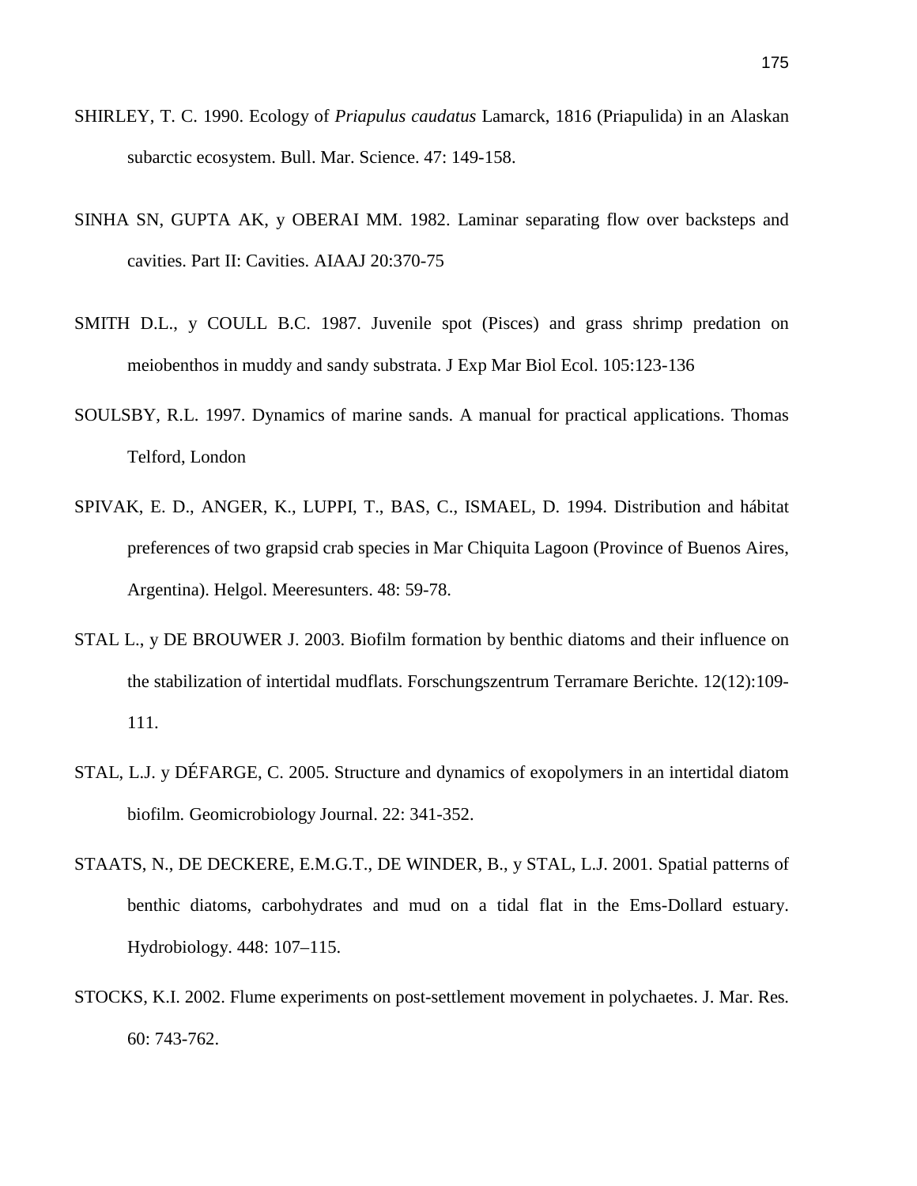SHIRLEY, T. C. 1990. Ecology of *Priapulus caudatus* Lamarck, 1816 (Priapulida) in an Alaskan subarctic ecosystem. Bull. Mar. Science. 47: 149-158.

SINHA SN, GUPTA AK, y OBERAI MM. 1982. Laminar separating flow over backsteps and cavities. Part II: Cavities. AIAAJ 20:370-75

SMITH D.L., y COULL B.C. 1987. Juvenile spot (Pisces) and grass shrimp predation on meiobenthos in muddy and sandy substrata. J Exp Mar Biol Ecol. 105:123-136

SOULSBY, R.L. 1997. Dynamics of marine sands. A manual for practical applications. Thomas Telford, London

SPIVAK, E. D., ANGER, K., LUPPI, T., BAS, C., ISMAEL, D. 1994. Distribution and hábitat preferences of two grapsid crab species in Mar Chiquita Lagoon (Province of Buenos Aires, Argentina). Helgol. Meeresunters. 48: 59-78.

STAL L., y DE BROUWER J. 2003. Biofilm formation by benthic diatoms and their influence on the stabilization of intertidal mudflats. Forschungszentrum Terramare Berichte. 12(12):109-111.

STAL, L.J. y DÉFARGE, C. 2005. Structure and dynamics of exopolymers in an intertidal diatom biofilm. Geomicrobiology Journal. 22: 341-352.

STAATS, N., DE DECKERE, E.M.G.T., DE WINDER, B., y STAL, L.J. 2001. Spatial patterns of benthic diatoms, carbohydrates and mud on a tidal flat in the Ems-Dollard estuary. Hydrobiology. 448: 107–115.

STOCKS, K.I. 2002. Flume experiments on post-settlement movement in polychaetes. J. Mar. Res. 60: 743-762.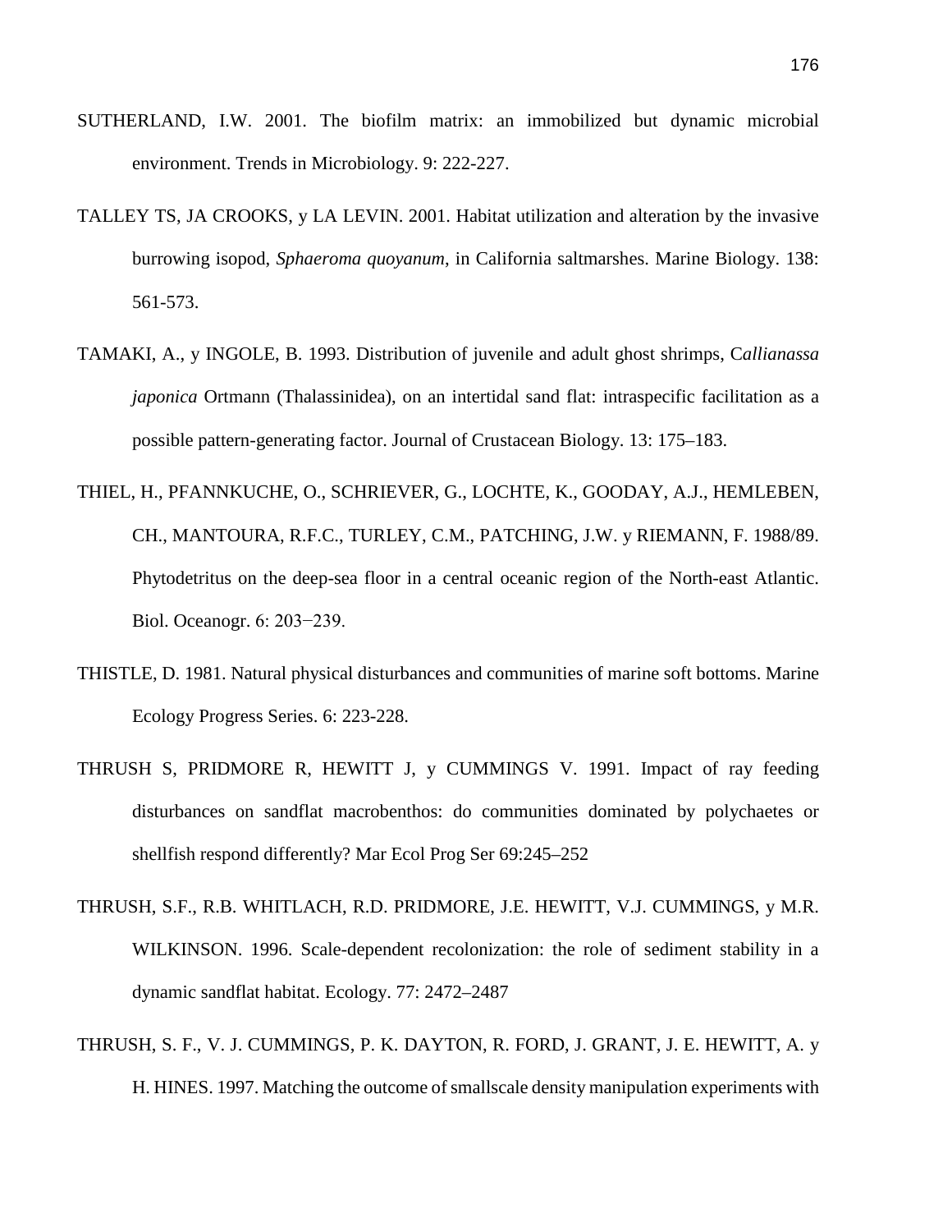SUTHERLAND, I.W. 2001. The biofilm matrix: an immobilized but dynamic microbial environment. Trends in Microbiology. 9: 222-227.

TALLEY TS, JA CROOKS, y LA LEVIN. 2001. Habitat utilization and alteration by the invasive burrowing isopod, *Sphaeroma quoyanum*, in California saltmarshes. Marine Biology. 138: 561-573.

TAMAKI, A., y INGOLE, B. 1993. Distribution of juvenile and adult ghost shrimps, C*allianassa japonica* Ortmann (Thalassinidea), on an intertidal sand flat: intraspecific facilitation as a possible pattern-generating factor. Journal of Crustacean Biology. 13: 175–183.

THIEL, H., PFANNKUCHE, O., SCHRIEVER, G., LOCHTE, K., GOODAY, A.J., HEMLEBEN, CH., MANTOURA, R.F.C., TURLEY, C.M., PATCHING, J.W. y RIEMANN, F. 1988/89. Phytodetritus on the deep-sea floor in a central oceanic region of the North-east Atlantic. Biol. Oceanogr. 6: 203−239.

THISTLE, D. 1981. Natural physical disturbances and communities of marine soft bottoms. Marine Ecology Progress Series. 6: 223-228.

THRUSH S, PRIDMORE R, HEWITT J, y CUMMINGS V. 1991. Impact of ray feeding disturbances on sandflat macrobenthos: do communities dominated by polychaetes or shellfish respond differently? Mar Ecol Prog Ser 69:245–252

THRUSH, S.F., R.B. WHITLACH, R.D. PRIDMORE, J.E. HEWITT, V.J. CUMMINGS, y M.R. WILKINSON. 1996. Scale-dependent recolonization: the role of sediment stability in a dynamic sandflat habitat. Ecology. 77: 2472–2487

THRUSH, S. F., V. J. CUMMINGS, P. K. DAYTON, R. FORD, J. GRANT, J. E. HEWITT, A. y H. HINES. 1997. Matching the outcome of smallscale density manipulation experiments with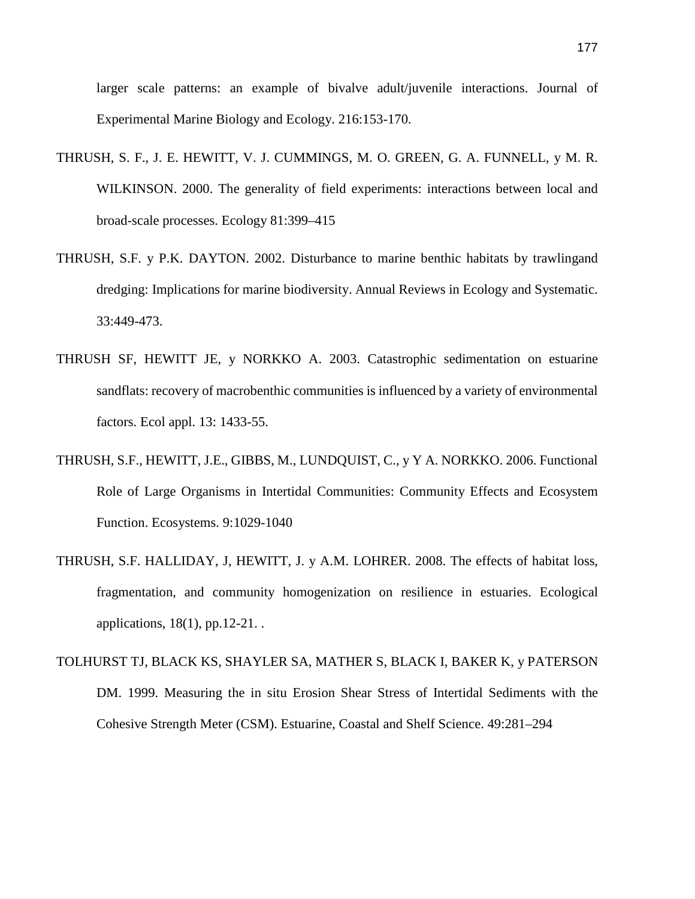larger scale patterns: an example of bivalve adult/juvenile interactions. Journal of Experimental Marine Biology and Ecology. 216:153-170.

THRUSH, S. F., J. E. HEWITT, V. J. CUMMINGS, M. O. GREEN, G. A. FUNNELL, y M. R. WILKINSON. 2000. The generality of field experiments: interactions between local and broad-scale processes. Ecology 81:399–415

THRUSH, S.F. y P.K. DAYTON. 2002. Disturbance to marine benthic habitats by trawlingand dredging: Implications for marine biodiversity. Annual Reviews in Ecology and Systematic. 33:449-473.

THRUSH SF, HEWITT JE, y NORKKO A. 2003. Catastrophic sedimentation on estuarine sandflats: recovery of macrobenthic communities is influenced by a variety of environmental factors. Ecol appl. 13: 1433-55.

THRUSH, S.F., HEWITT, J.E., GIBBS, M., LUNDQUIST, C., y Y A. NORKKO. 2006. Functional Role of Large Organisms in Intertidal Communities: Community Effects and Ecosystem Function. Ecosystems. 9:1029-1040

THRUSH, S.F. HALLIDAY, J, HEWITT, J. y A.M. LOHRER. 2008. The effects of habitat loss, fragmentation, and community homogenization on resilience in estuaries. Ecological applications, 18(1), pp.12-21. .

TOLHURST TJ, BLACK KS, SHAYLER SA, MATHER S, BLACK I, BAKER K, y PATERSON DM. 1999. Measuring the in situ Erosion Shear Stress of Intertidal Sediments with the Cohesive Strength Meter (CSM). Estuarine, Coastal and Shelf Science. 49:281–294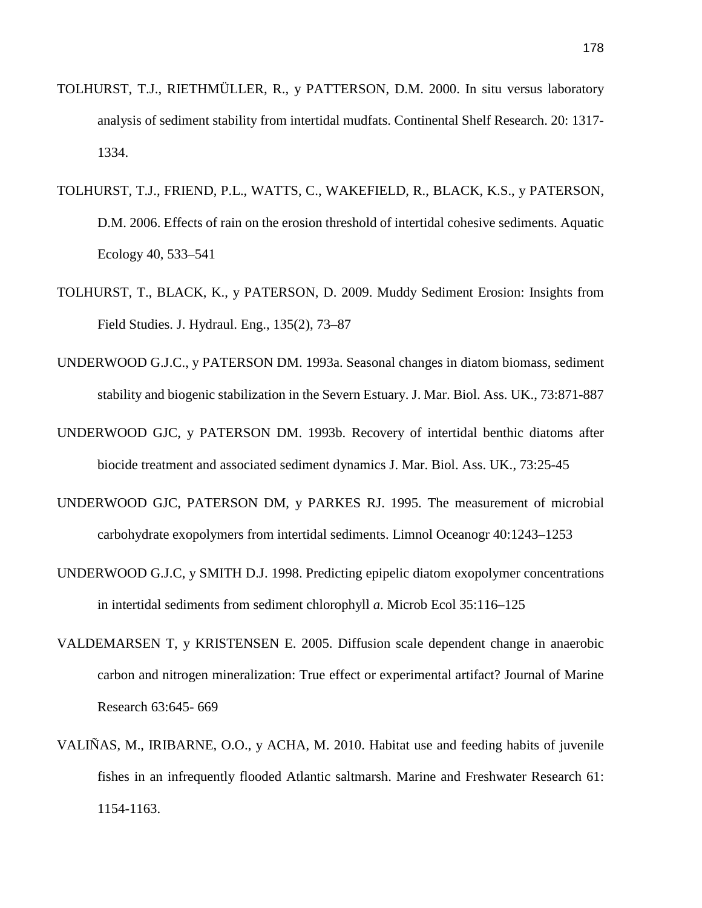TOLHURST, T.J., RIETHMÜLLER, R., y PATTERSON, D.M. 2000. In situ versus laboratory analysis of sediment stability from intertidal mudfats. Continental Shelf Research. 20: 1317-1334.

TOLHURST, T.J., FRIEND, P.L., WATTS, C., WAKEFIELD, R., BLACK, K.S., y PATERSON, D.M. 2006. Effects of rain on the erosion threshold of intertidal cohesive sediments. Aquatic Ecology 40, 533–541

TOLHURST, T., BLACK, K., y PATERSON, D. 2009. Muddy Sediment Erosion: Insights from Field Studies. J. Hydraul. Eng., 135(2), 73–87

UNDERWOOD G.J.C., y PATERSON DM. 1993a. Seasonal changes in diatom biomass, sediment stability and biogenic stabilization in the Severn Estuary. J. Mar. Biol. Ass. UK., 73:871-887

UNDERWOOD GJC, y PATERSON DM. 1993b. Recovery of intertidal benthic diatoms after biocide treatment and associated sediment dynamics J. Mar. Biol. Ass. UK., 73:25-45

UNDERWOOD GJC, PATERSON DM, y PARKES RJ. 1995. The measurement of microbial carbohydrate exopolymers from intertidal sediments. Limnol Oceanogr 40:1243–1253

UNDERWOOD G.J.C, y SMITH D.J. 1998. Predicting epipelic diatom exopolymer concentrations in intertidal sediments from sediment chlorophyll *a*. Microb Ecol 35:116–125

VALDEMARSEN T, y KRISTENSEN E. 2005. Diffusion scale dependent change in anaerobic carbon and nitrogen mineralization: True effect or experimental artifact? Journal of Marine Research 63:645- 669

VALIÑAS, M., IRIBARNE, O.O., y ACHA, M. 2010. Habitat use and feeding habits of juvenile fishes in an infrequently flooded Atlantic saltmarsh. Marine and Freshwater Research 61: 1154-1163.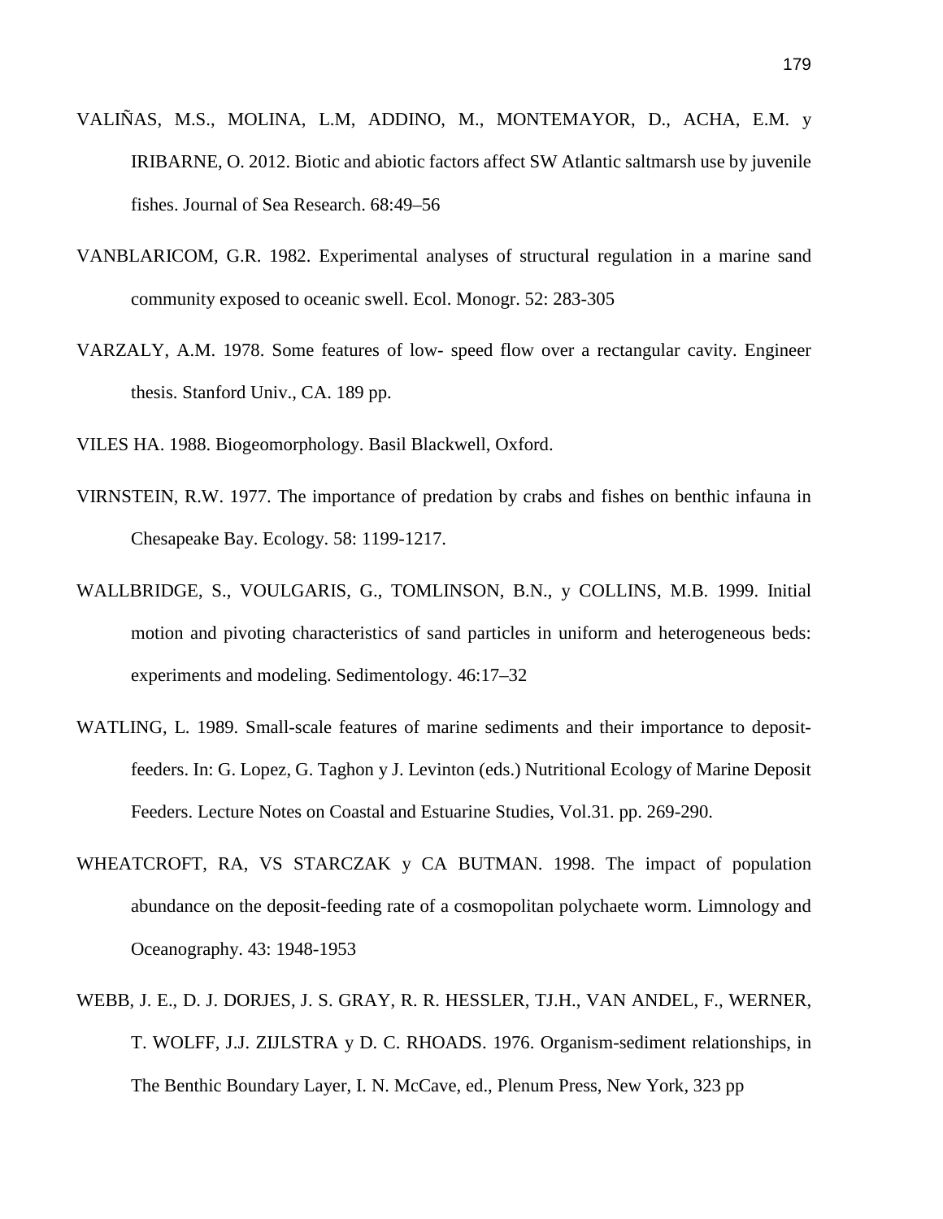VALIÑAS, M.S., MOLINA, L.M, ADDINO, M., MONTEMAYOR, D., ACHA, E.M. y IRIBARNE, O. 2012. Biotic and abiotic factors affect SW Atlantic saltmarsh use by juvenile fishes. Journal of Sea Research. 68:49–56

VANBLARICOM, G.R. 1982. Experimental analyses of structural regulation in a marine sand community exposed to oceanic swell. Ecol. Monogr. 52: 283-305

VARZALY, A.M. 1978. Some features of low- speed flow over a rectangular cavity. Engineer thesis. Stanford Univ., CA. 189 pp.

VILES HA. 1988. Biogeomorphology. Basil Blackwell, Oxford.

VIRNSTEIN, R.W. 1977. The importance of predation by crabs and fishes on benthic infauna in Chesapeake Bay. Ecology. 58: 1199-1217.

WALLBRIDGE, S., VOULGARIS, G., TOMLINSON, B.N., y COLLINS, M.B. 1999. Initial motion and pivoting characteristics of sand particles in uniform and heterogeneous beds: experiments and modeling. Sedimentology. 46:17–32

WATLING, L. 1989. Small-scale features of marine sediments and their importance to deposit-feeders. In: G. Lopez, G. Taghon y J. Levinton (eds.) Nutritional Ecology of Marine Deposit Feeders. Lecture Notes on Coastal and Estuarine Studies, Vol.31. pp. 269-290.

WHEATCROFT, RA, VS STARCZAK y CA BUTMAN. 1998. The impact of population abundance on the deposit-feeding rate of a cosmopolitan polychaete worm. Limnology and Oceanography. 43: 1948-1953

WEBB, J. E., D. J. DORJES, J. S. GRAY, R. R. HESSLER, TJ.H., VAN ANDEL, F., WERNER, T. WOLFF, J.J. ZIJLSTRA y D. C. RHOADS. 1976. Organism-sediment relationships, in The Benthic Boundary Layer, I. N. McCave, ed., Plenum Press, New York, 323 pp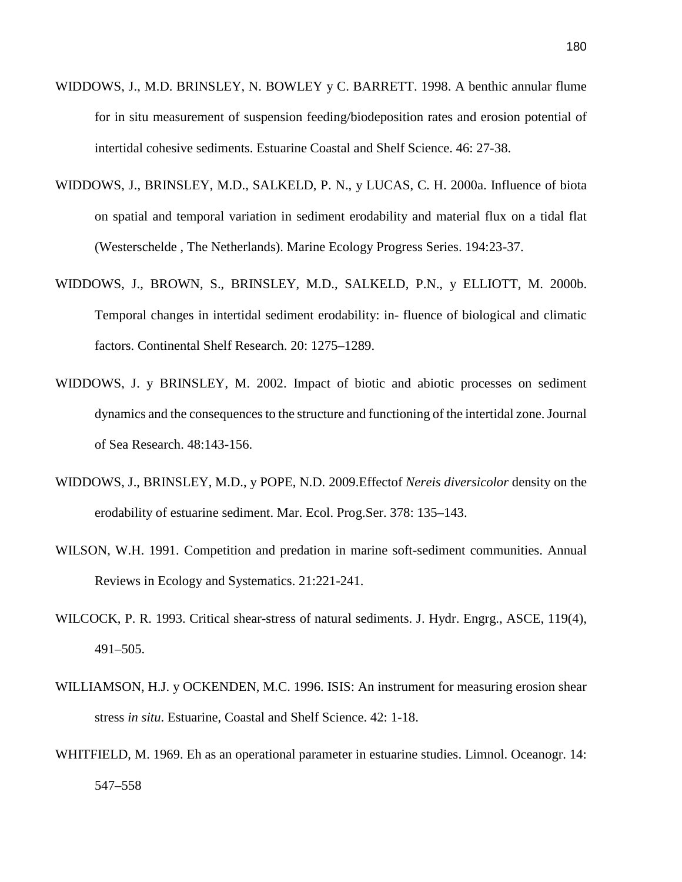WIDDOWS, J., M.D. BRINSLEY, N. BOWLEY y C. BARRETT. 1998. A benthic annular flume for in situ measurement of suspension feeding/biodeposition rates and erosion potential of intertidal cohesive sediments. Estuarine Coastal and Shelf Science. 46: 27-38.

WIDDOWS, J., BRINSLEY, M.D., SALKELD, P. N., y LUCAS, C. H. 2000a. Influence of biota on spatial and temporal variation in sediment erodability and material flux on a tidal flat (Westerschelde , The Netherlands). Marine Ecology Progress Series. 194:23-37.

WIDDOWS, J., BROWN, S., BRINSLEY, M.D., SALKELD, P.N., y ELLIOTT, M. 2000b. Temporal changes in intertidal sediment erodability: in- fluence of biological and climatic factors. Continental Shelf Research. 20: 1275–1289.

WIDDOWS, J. y BRINSLEY, M. 2002. Impact of biotic and abiotic processes on sediment dynamics and the consequences to the structure and functioning of the intertidal zone. Journal of Sea Research. 48:143-156.

WIDDOWS, J., BRINSLEY, M.D., y POPE, N.D. 2009.Effectof *Nereis diversicolor* density on the erodability of estuarine sediment. Mar. Ecol. Prog.Ser. 378: 135–143.

WILSON, W.H. 1991. Competition and predation in marine soft-sediment communities. Annual Reviews in Ecology and Systematics. 21:221-241.

WILCOCK, P. R. 1993. Critical shear-stress of natural sediments. J. Hydr. Engrg., ASCE, 119(4), 491–505.

WILLIAMSON, H.J. y OCKENDEN, M.C. 1996. ISIS: An instrument for measuring erosion shear stress *in situ*. Estuarine, Coastal and Shelf Science. 42: 1-18.

WHITFIELD, M. 1969. Eh as an operational parameter in estuarine studies. Limnol. Oceanogr. 14: 547–558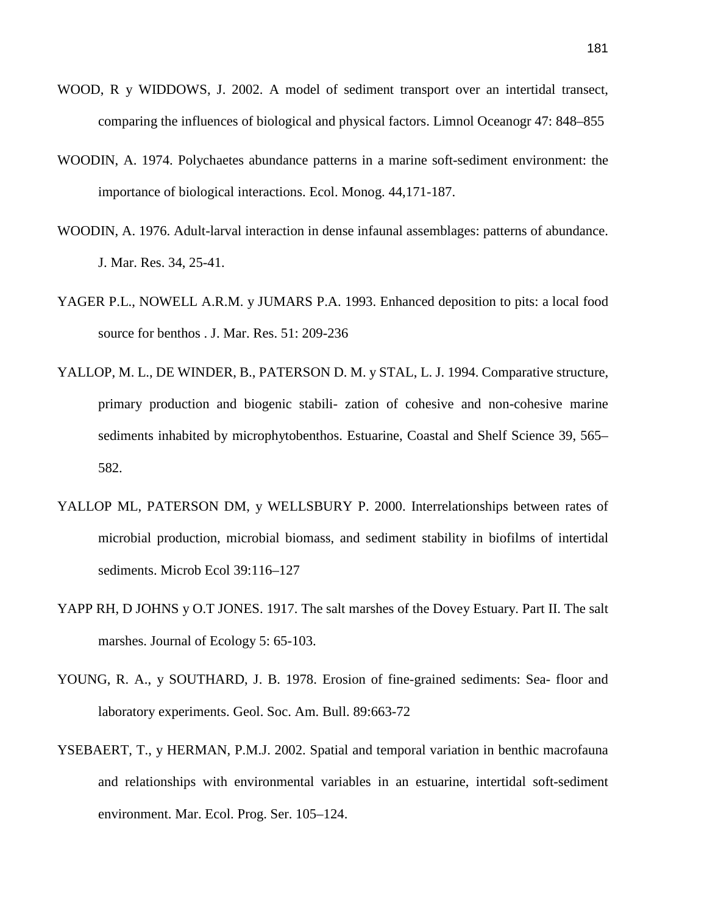WOOD, R y WIDDOWS, J. 2002. A model of sediment transport over an intertidal transect, comparing the influences of biological and physical factors. Limnol Oceanogr 47: 848–855

WOODIN, A. 1974. Polychaetes abundance patterns in a marine soft-sediment environment: the importance of biological interactions. Ecol. Monog. 44,171-187.

WOODIN, A. 1976. Adult-larval interaction in dense infaunal assemblages: patterns of abundance. J. Mar. Res. 34, 25-41.

YAGER P.L., NOWELL A.R.M. y JUMARS P.A. 1993. Enhanced deposition to pits: a local food source for benthos . J. Mar. Res. 51: 209-236

YALLOP, M. L., DE WINDER, B., PATERSON D. M. y STAL, L. J. 1994. Comparative structure, primary production and biogenic stabili- zation of cohesive and non-cohesive marine sediments inhabited by microphytobenthos. Estuarine, Coastal and Shelf Science 39, 565–582.

YALLOP ML, PATERSON DM, y WELLSBURY P. 2000. Interrelationships between rates of microbial production, microbial biomass, and sediment stability in biofilms of intertidal sediments. Microb Ecol 39:116–127

YAPP RH, D JOHNS y O.T JONES. 1917. The salt marshes of the Dovey Estuary. Part II. The salt marshes. Journal of Ecology 5: 65-103.

YOUNG, R. A., y SOUTHARD, J. B. 1978. Erosion of fine-grained sediments: Sea- floor and laboratory experiments. Geol. Soc. Am. Bull. 89:663-72

YSEBAERT, T., y HERMAN, P.M.J. 2002. Spatial and temporal variation in benthic macrofauna and relationships with environmental variables in an estuarine, intertidal soft-sediment environment. Mar. Ecol. Prog. Ser. 105–124.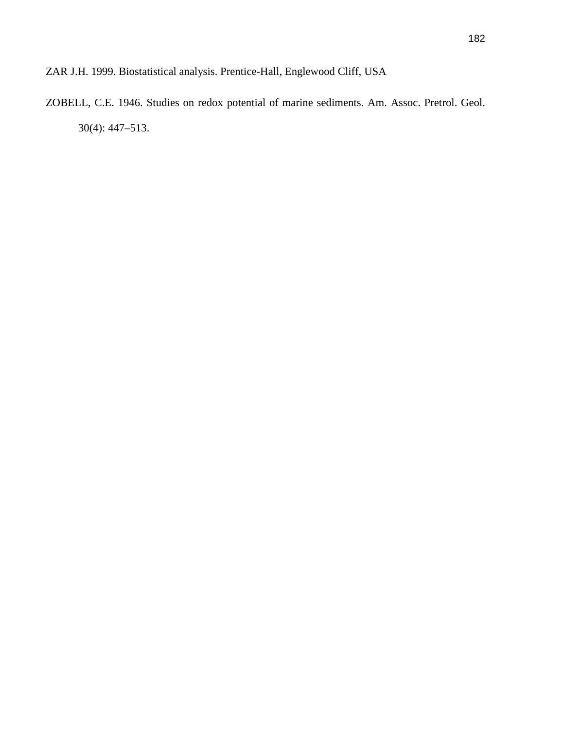ZAR J.H. 1999. Biostatistical analysis. Prentice-Hall, Englewood Cliff, USA

ZOBELL, C.E. 1946. Studies on redox potential of marine sediments. Am. Assoc. Pretrol. Geol. 30(4): 447–513.